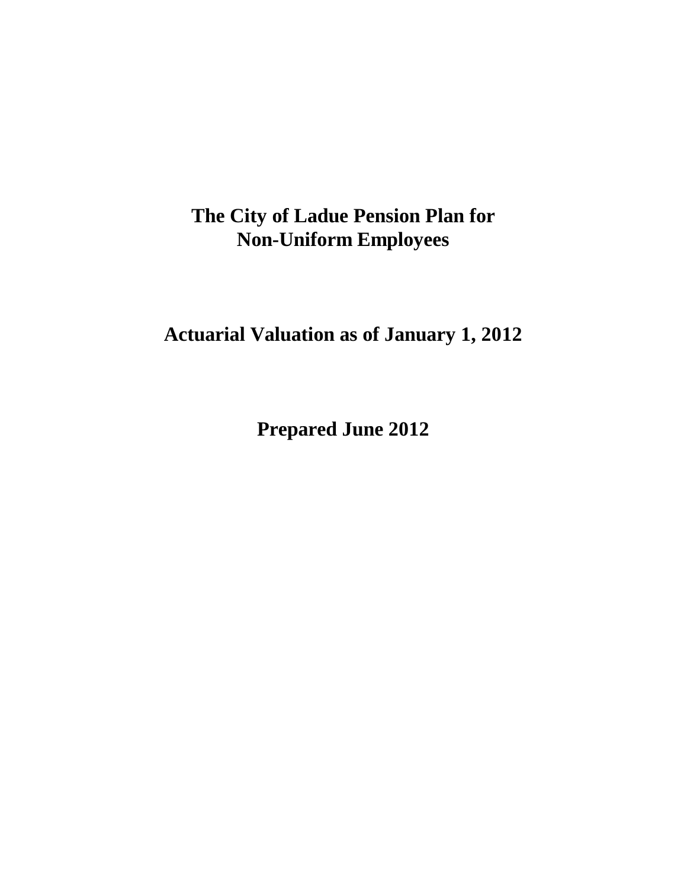# The City of Ladue Pension Plan for Non-Uniform Employees

## Actuarial Valuation as of January 1, 2012

## Prepared June 2012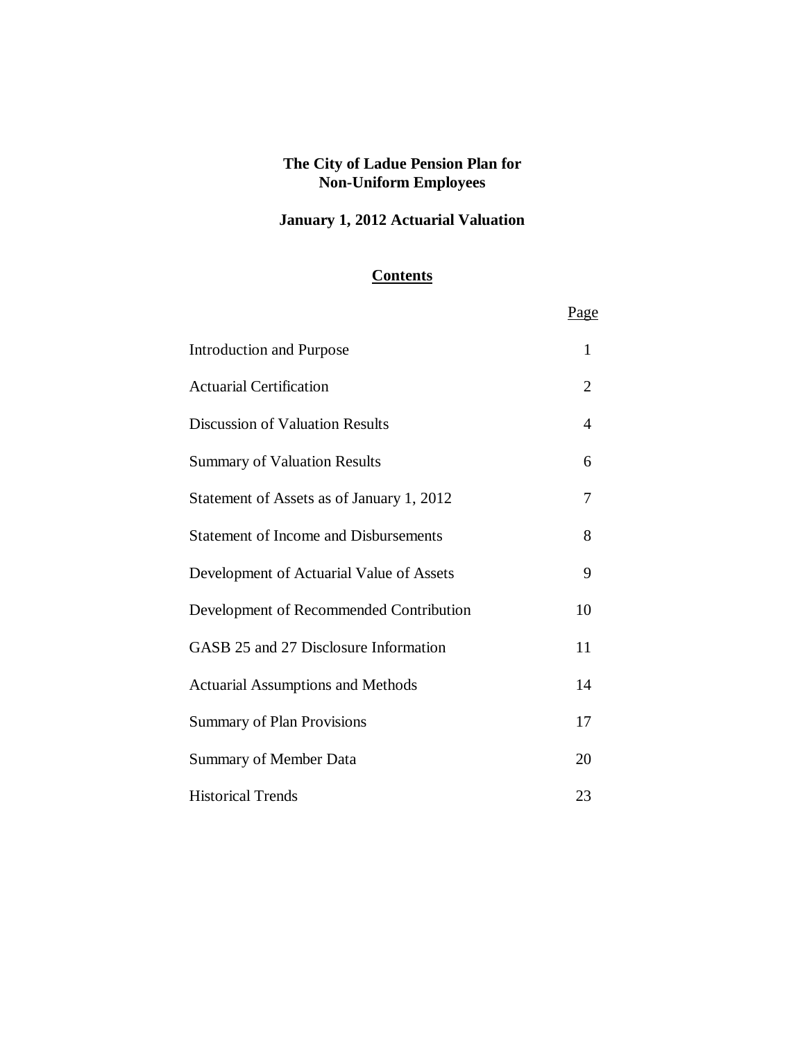# The City of Ladue Pension Plan for Non-Uniform Employees

## January 1, 2012 Actuarial Valuation

### Contents

| | Page |
|---|---|
| Introduction and Purpose | 1 |
| Actuarial Certification | 2 |
| Discussion of Valuation Results | 4 |
| Summary of Valuation Results | 6 |
| Statement of Assets as of January 1, 2012 | 7 |
| Statement of Income and Disbursements | 8 |
| Development of Actuarial Value of Assets | 9 |
| Development of Recommended Contribution | 10 |
| GASB 25 and 27 Disclosure Information | 11 |
| Actuarial Assumptions and Methods | 14 |
| Summary of Plan Provisions | 17 |
| Summary of Member Data | 20 |
| Historical Trends | 23 |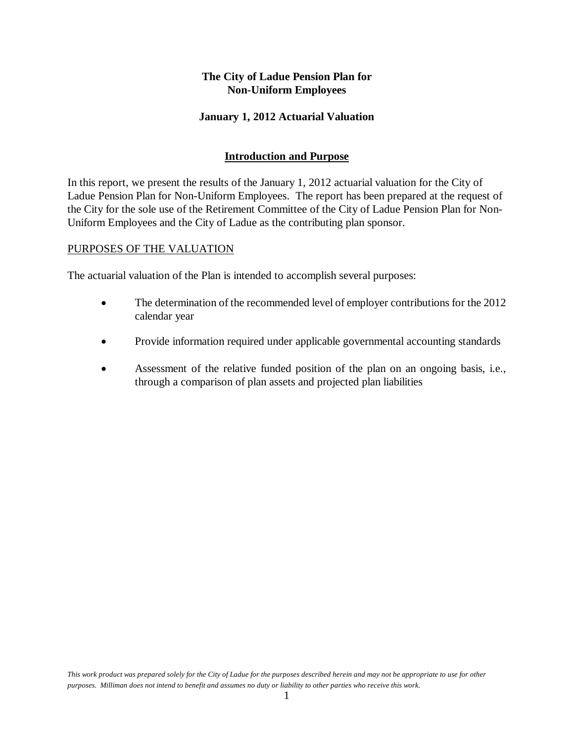# The City of Ladue Pension Plan for Non-Uniform Employees

## January 1, 2012 Actuarial Valuation

### Introduction and Purpose

In this report, we present the results of the January 1, 2012 actuarial valuation for the City of Ladue Pension Plan for Non-Uniform Employees. The report has been prepared at the request of the City for the sole use of the Retirement Committee of the City of Ladue Pension Plan for Non-Uniform Employees and the City of Ladue as the contributing plan sponsor.

PURPOSES OF THE VALUATION

The actuarial valuation of the Plan is intended to accomplish several purposes:

- The determination of the recommended level of employer contributions for the 2012 calendar year
- Provide information required under applicable governmental accounting standards
- Assessment of the relative funded position of the plan on an ongoing basis, i.e., through a comparison of plan assets and projected plan liabilities

*This work product was prepared solely for the City of Ladue for the purposes described herein and may not be appropriate to use for other purposes. Milliman does not intend to benefit and assumes no duty or liability to other parties who receive this work.*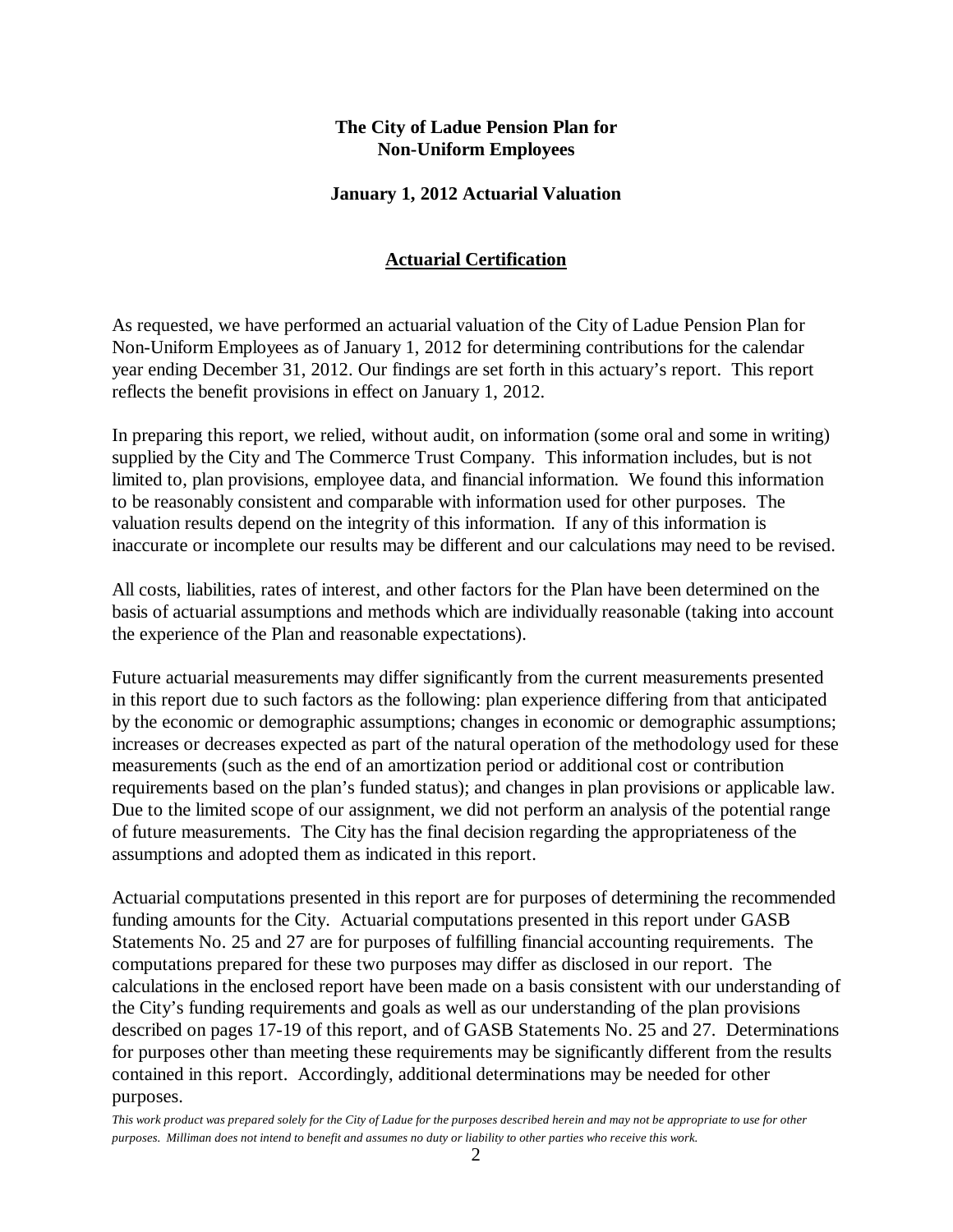**The City of Ladue Pension Plan for Non-Uniform Employees**

**January 1, 2012 Actuarial Valuation**

## Actuarial Certification

As requested, we have performed an actuarial valuation of the City of Ladue Pension Plan for Non-Uniform Employees as of January 1, 2012 for determining contributions for the calendar year ending December 31, 2012. Our findings are set forth in this actuary's report. This report reflects the benefit provisions in effect on January 1, 2012.

In preparing this report, we relied, without audit, on information (some oral and some in writing) supplied by the City and The Commerce Trust Company. This information includes, but is not limited to, plan provisions, employee data, and financial information. We found this information to be reasonably consistent and comparable with information used for other purposes. The valuation results depend on the integrity of this information. If any of this information is inaccurate or incomplete our results may be different and our calculations may need to be revised.

All costs, liabilities, rates of interest, and other factors for the Plan have been determined on the basis of actuarial assumptions and methods which are individually reasonable (taking into account the experience of the Plan and reasonable expectations).

Future actuarial measurements may differ significantly from the current measurements presented in this report due to such factors as the following: plan experience differing from that anticipated by the economic or demographic assumptions; changes in economic or demographic assumptions; increases or decreases expected as part of the natural operation of the methodology used for these measurements (such as the end of an amortization period or additional cost or contribution requirements based on the plan's funded status); and changes in plan provisions or applicable law. Due to the limited scope of our assignment, we did not perform an analysis of the potential range of future measurements. The City has the final decision regarding the appropriateness of the assumptions and adopted them as indicated in this report.

Actuarial computations presented in this report are for purposes of determining the recommended funding amounts for the City. Actuarial computations presented in this report under GASB Statements No. 25 and 27 are for purposes of fulfilling financial accounting requirements. The computations prepared for these two purposes may differ as disclosed in our report. The calculations in the enclosed report have been made on a basis consistent with our understanding of the City's funding requirements and goals as well as our understanding of the plan provisions described on pages 17-19 of this report, and of GASB Statements No. 25 and 27. Determinations for purposes other than meeting these requirements may be significantly different from the results contained in this report. Accordingly, additional determinations may be needed for other purposes.

*This work product was prepared solely for the City of Ladue for the purposes described herein and may not be appropriate to use for other purposes. Milliman does not intend to benefit and assumes no duty or liability to other parties who receive this work.*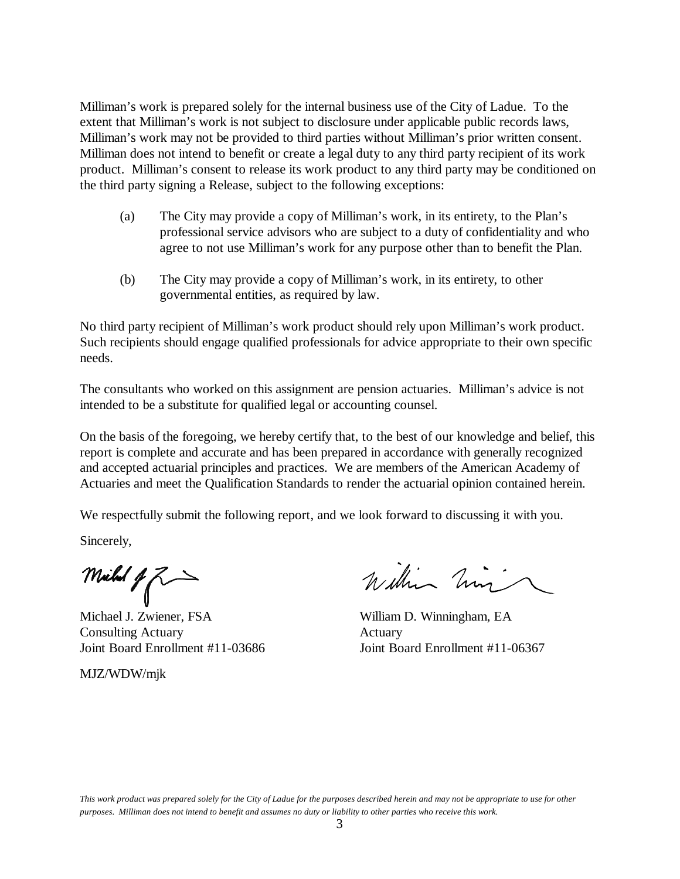Milliman's work is prepared solely for the internal business use of the City of Ladue. To the extent that Milliman's work is not subject to disclosure under applicable public records laws, Milliman's work may not be provided to third parties without Milliman's prior written consent. Milliman does not intend to benefit or create a legal duty to any third party recipient of its work product. Milliman's consent to release its work product to any third party may be conditioned on the third party signing a Release, subject to the following exceptions:

(a) The City may provide a copy of Milliman's work, in its entirety, to the Plan's professional service advisors who are subject to a duty of confidentiality and who agree to not use Milliman's work for any purpose other than to benefit the Plan.

(b) The City may provide a copy of Milliman's work, in its entirety, to other governmental entities, as required by law.

No third party recipient of Milliman's work product should rely upon Milliman's work product. Such recipients should engage qualified professionals for advice appropriate to their own specific needs.

The consultants who worked on this assignment are pension actuaries. Milliman's advice is not intended to be a substitute for qualified legal or accounting counsel.

On the basis of the foregoing, we hereby certify that, to the best of our knowledge and belief, this report is complete and accurate and has been prepared in accordance with generally recognized and accepted actuarial principles and practices. We are members of the American Academy of Actuaries and meet the Qualification Standards to render the actuarial opinion contained herein.

We respectfully submit the following report, and we look forward to discussing it with you.

Sincerely,

Michael J. Zwiener, FSA
Consulting Actuary
Joint Board Enrollment #11-03686

William D. Winningham, EA
Actuary
Joint Board Enrollment #11-06367

MJZ/WDW/mjk

*This work product was prepared solely for the City of Ladue for the purposes described herein and may not be appropriate to use for other purposes. Milliman does not intend to benefit and assumes no duty or liability to other parties who receive this work.*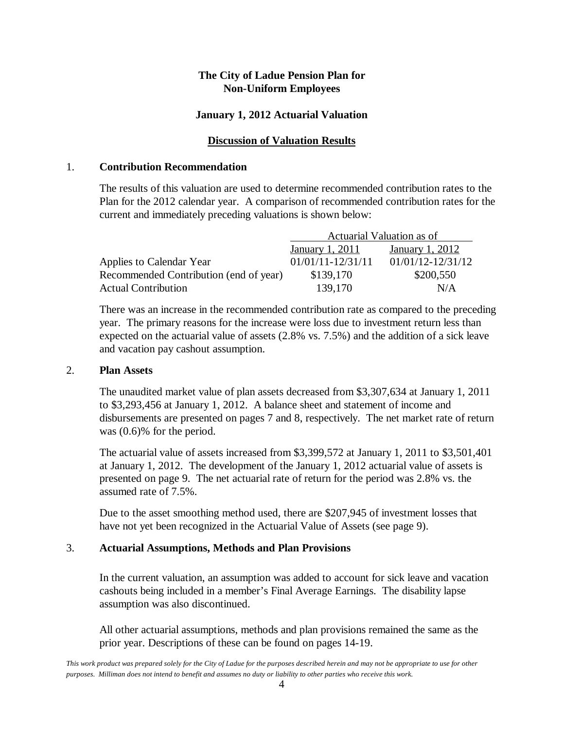**The City of Ladue Pension Plan for Non-Uniform Employees**

**January 1, 2012 Actuarial Valuation**

**Discussion of Valuation Results**

1. **Contribution Recommendation**

The results of this valuation are used to determine recommended contribution rates to the Plan for the 2012 calendar year. A comparison of recommended contribution rates for the current and immediately preceding valuations is shown below:

| | Actuarial Valuation as of | |
|---|---|---|
| | January 1, 2011 | January 1, 2012 |
| Applies to Calendar Year | 01/01/11-12/31/11 | 01/01/12-12/31/12 |
| Recommended Contribution (end of year) | $139,170 | $200,550 |
| Actual Contribution | 139,170 | N/A |

There was an increase in the recommended contribution rate as compared to the preceding year. The primary reasons for the increase were loss due to investment return less than expected on the actuarial value of assets (2.8% vs. 7.5%) and the addition of a sick leave and vacation pay cashout assumption.

2. **Plan Assets**

The unaudited market value of plan assets decreased from $3,307,634 at January 1, 2011 to $3,293,456 at January 1, 2012. A balance sheet and statement of income and disbursements are presented on pages 7 and 8, respectively. The net market rate of return was (0.6)% for the period.

The actuarial value of assets increased from $3,399,572 at January 1, 2011 to $3,501,401 at January 1, 2012. The development of the January 1, 2012 actuarial value of assets is presented on page 9. The net actuarial rate of return for the period was 2.8% vs. the assumed rate of 7.5%.

Due to the asset smoothing method used, there are $207,945 of investment losses that have not yet been recognized in the Actuarial Value of Assets (see page 9).

3. **Actuarial Assumptions, Methods and Plan Provisions**

In the current valuation, an assumption was added to account for sick leave and vacation cashouts being included in a member's Final Average Earnings. The disability lapse assumption was also discontinued.

All other actuarial assumptions, methods and plan provisions remained the same as the prior year. Descriptions of these can be found on pages 14-19.

*This work product was prepared solely for the City of Ladue for the purposes described herein and may not be appropriate to use for other purposes. Milliman does not intend to benefit and assumes no duty or liability to other parties who receive this work.*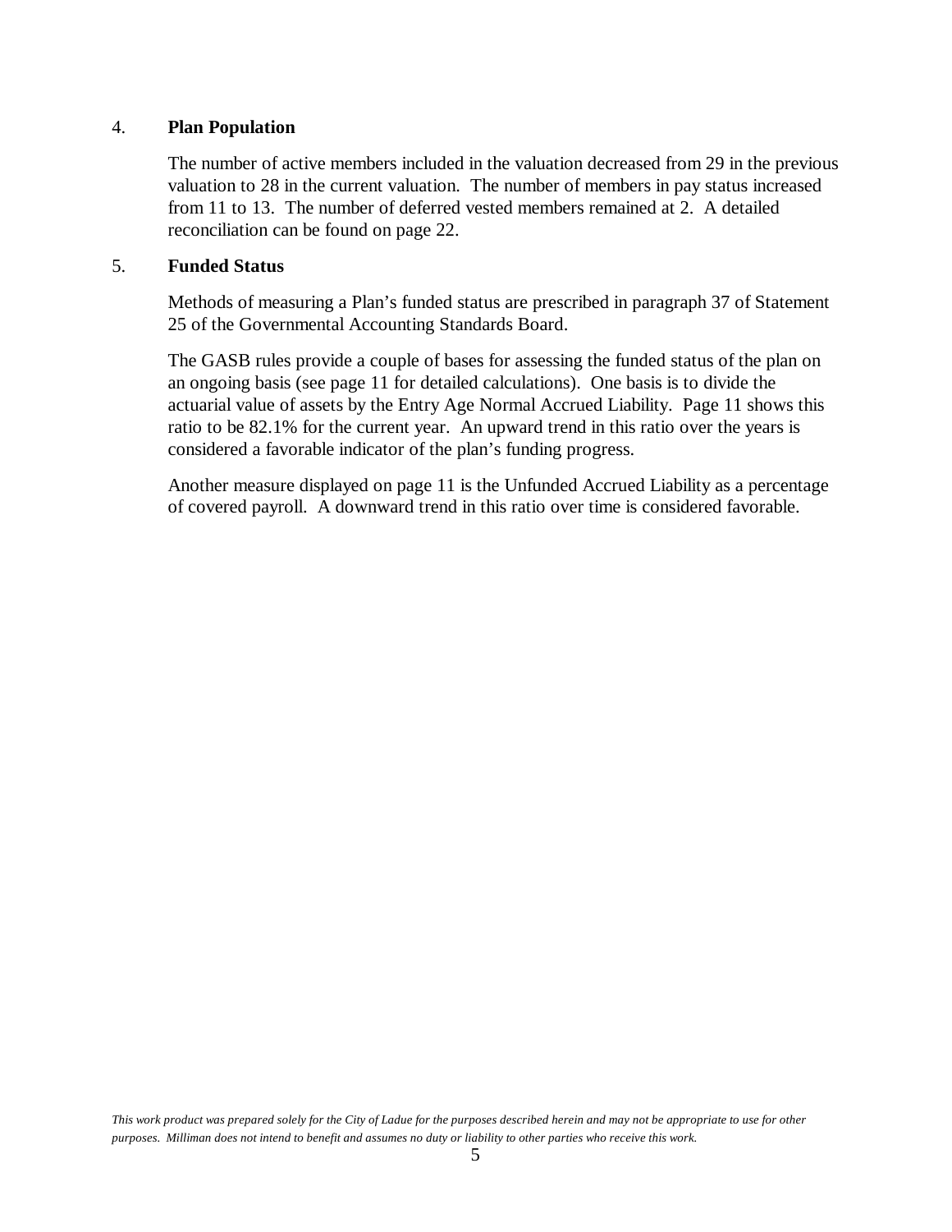4. **Plan Population**

The number of active members included in the valuation decreased from 29 in the previous valuation to 28 in the current valuation. The number of members in pay status increased from 11 to 13. The number of deferred vested members remained at 2. A detailed reconciliation can be found on page 22.

5. **Funded Status**

Methods of measuring a Plan's funded status are prescribed in paragraph 37 of Statement 25 of the Governmental Accounting Standards Board.

The GASB rules provide a couple of bases for assessing the funded status of the plan on an ongoing basis (see page 11 for detailed calculations). One basis is to divide the actuarial value of assets by the Entry Age Normal Accrued Liability. Page 11 shows this ratio to be 82.1% for the current year. An upward trend in this ratio over the years is considered a favorable indicator of the plan's funding progress.

Another measure displayed on page 11 is the Unfunded Accrued Liability as a percentage of covered payroll. A downward trend in this ratio over time is considered favorable.

*This work product was prepared solely for the City of Ladue for the purposes described herein and may not be appropriate to use for other purposes. Milliman does not intend to benefit and assumes no duty or liability to other parties who receive this work.*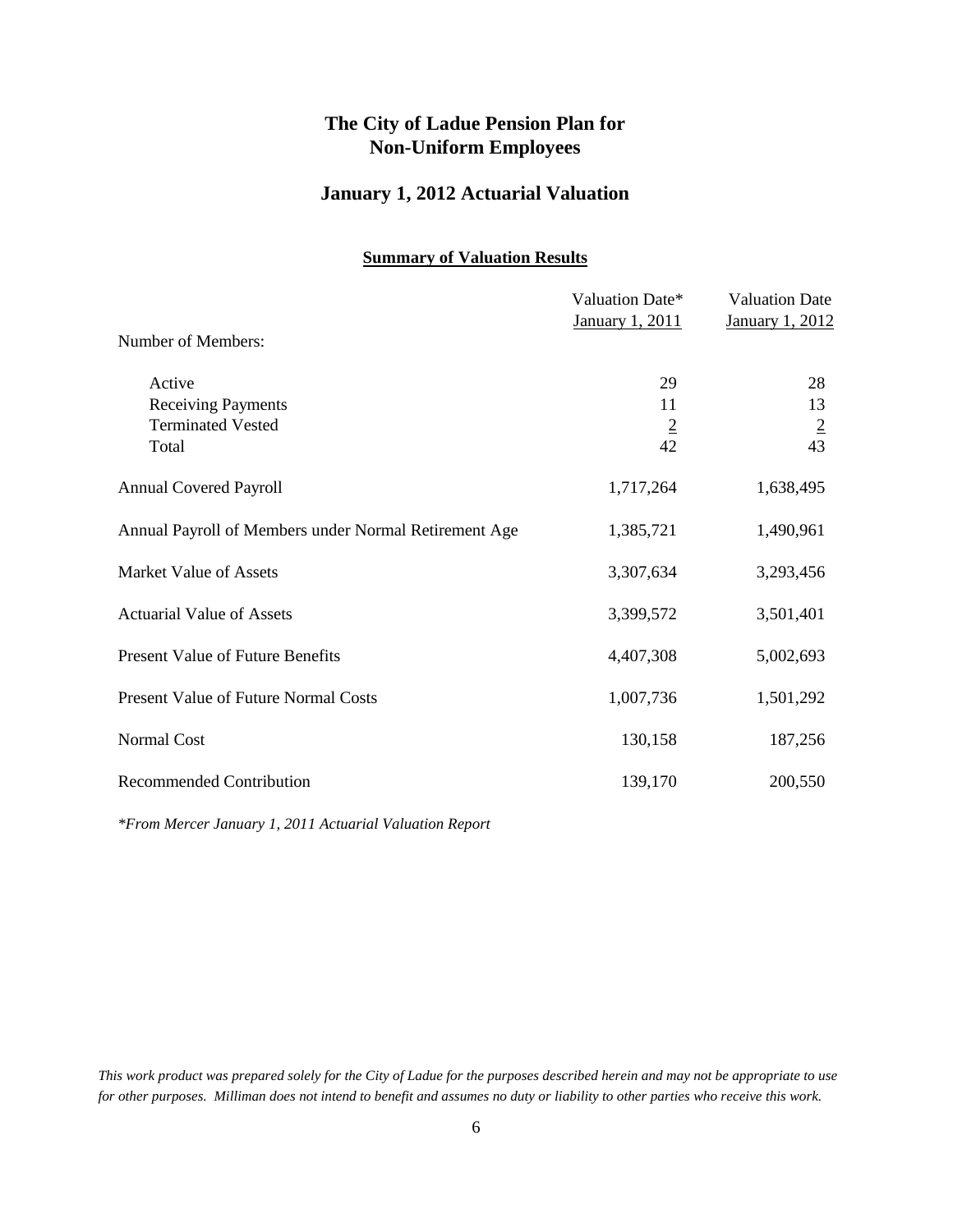# The City of Ladue Pension Plan for Non-Uniform Employees

## January 1, 2012 Actuarial Valuation

### Summary of Valuation Results

| | Valuation Date* January 1, 2011 | Valuation Date January 1, 2012 |
|---|---|---|
| Number of Members: | | |
| Active | 29 | 28 |
| Receiving Payments | 11 | 13 |
| Terminated Vested | 2 | 2 |
| Total | 42 | 43 |
| Annual Covered Payroll | 1,717,264 | 1,638,495 |
| Annual Payroll of Members under Normal Retirement Age | 1,385,721 | 1,490,961 |
| Market Value of Assets | 3,307,634 | 3,293,456 |
| Actuarial Value of Assets | 3,399,572 | 3,501,401 |
| Present Value of Future Benefits | 4,407,308 | 5,002,693 |
| Present Value of Future Normal Costs | 1,007,736 | 1,501,292 |
| Normal Cost | 130,158 | 187,256 |
| Recommended Contribution | 139,170 | 200,550 |

*\*From Mercer January 1, 2011 Actuarial Valuation Report*

*This work product was prepared solely for the City of Ladue for the purposes described herein and may not be appropriate to use for other purposes. Milliman does not intend to benefit and assumes no duty or liability to other parties who receive this work.*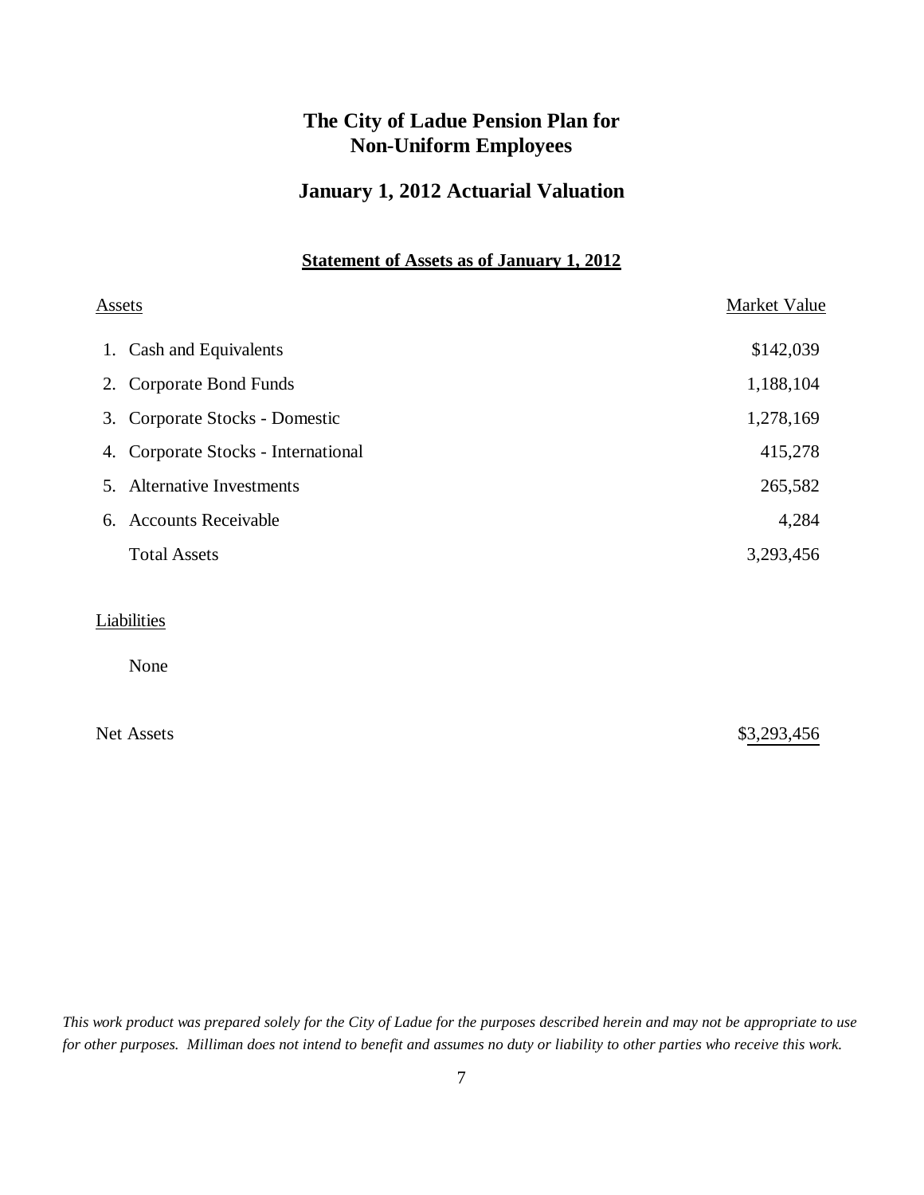# The City of Ladue Pension Plan for Non-Uniform Employees

## January 1, 2012 Actuarial Valuation

### Statement of Assets as of January 1, 2012

| Assets | Market Value |
|---|---|
| 1. Cash and Equivalents | $142,039 |
| 2. Corporate Bond Funds | 1,188,104 |
| 3. Corporate Stocks - Domestic | 1,278,169 |
| 4. Corporate Stocks - International | 415,278 |
| 5. Alternative Investments | 265,582 |
| 6. Accounts Receivable | 4,284 |
| Total Assets | 3,293,456 |
| **Liabilities** | |
| None | |
| Net Assets | $3,293,456 |

*This work product was prepared solely for the City of Ladue for the purposes described herein and may not be appropriate to use for other purposes. Milliman does not intend to benefit and assumes no duty or liability to other parties who receive this work.*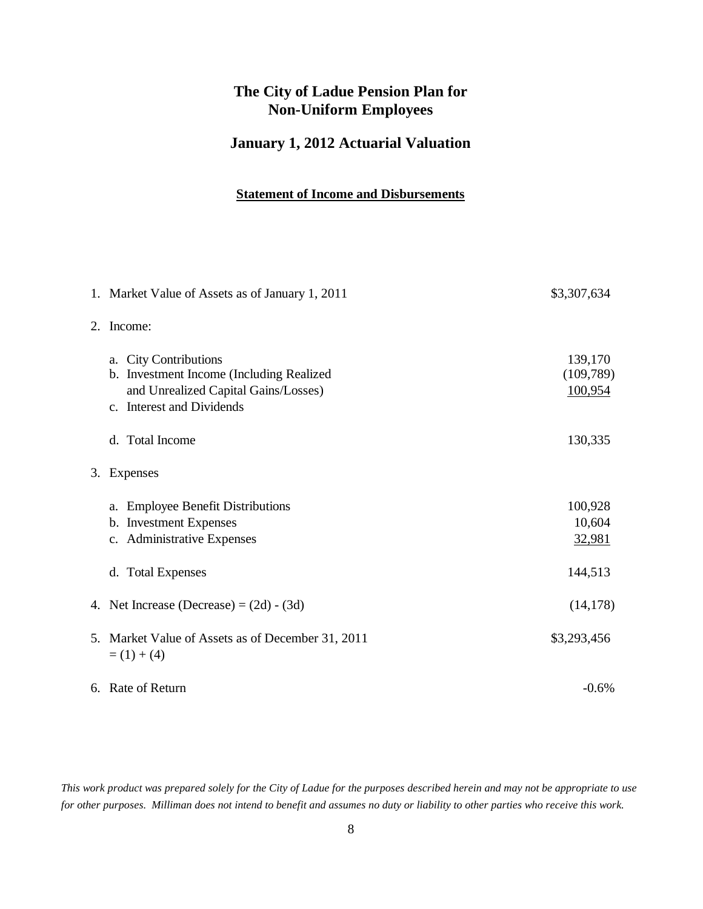# The City of Ladue Pension Plan for Non-Uniform Employees

## January 1, 2012 Actuarial Valuation

### Statement of Income and Disbursements

| | |
|---|---|
| 1. Market Value of Assets as of January 1, 2011 | $3,307,634 |
| 2. Income: | |
| a. City Contributions | 139,170 |
| b. Investment Income (Including Realized and Unrealized Capital Gains/Losses) | (109,789) |
| c. Interest and Dividends | 100,954 |
| d. Total Income | 130,335 |
| 3. Expenses | |
| a. Employee Benefit Distributions | 100,928 |
| b. Investment Expenses | 10,604 |
| c. Administrative Expenses | 32,981 |
| d. Total Expenses | 144,513 |
| 4. Net Increase (Decrease) = (2d) - (3d) | (14,178) |
| 5. Market Value of Assets as of December 31, 2011 = (1) + (4) | $3,293,456 |
| 6. Rate of Return | -0.6% |

*This work product was prepared solely for the City of Ladue for the purposes described herein and may not be appropriate to use for other purposes. Milliman does not intend to benefit and assumes no duty or liability to other parties who receive this work.*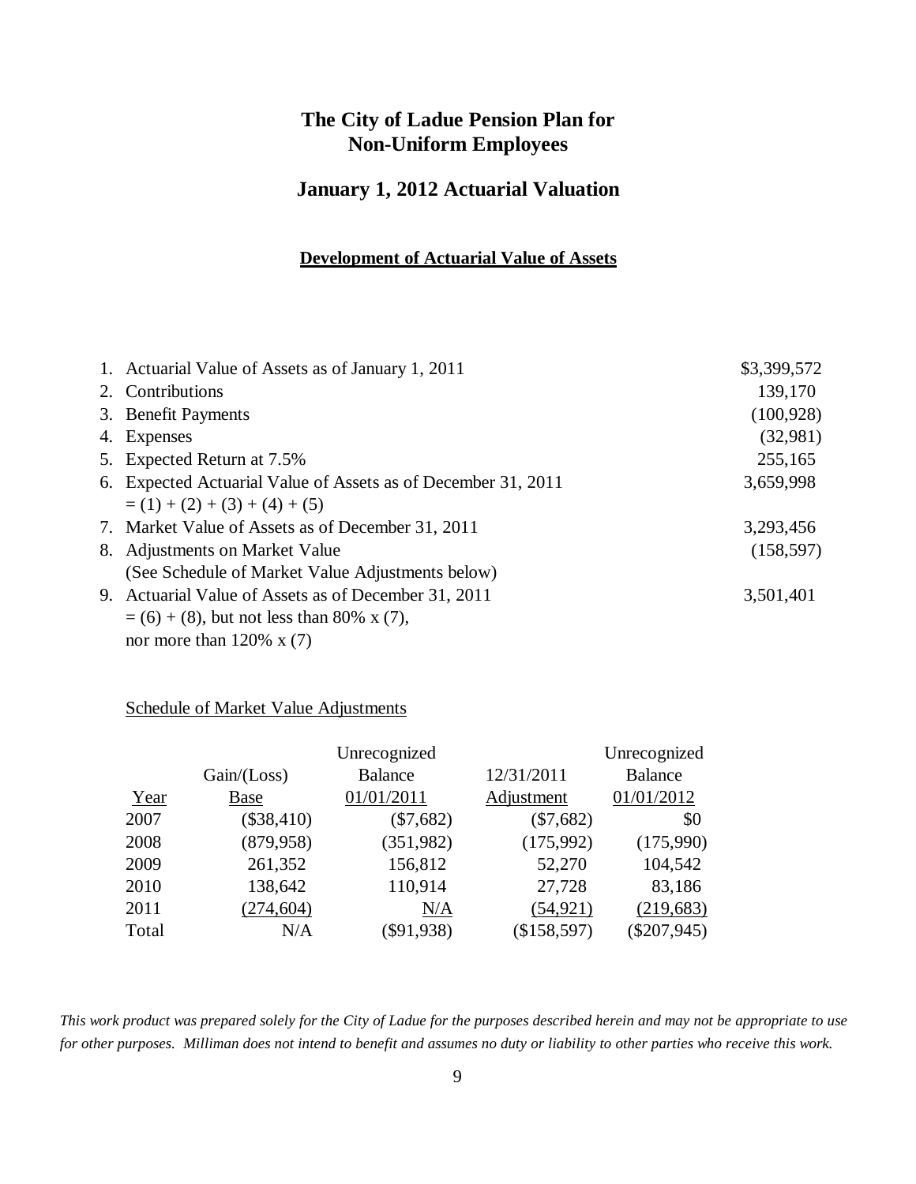# The City of Ladue Pension Plan for Non-Uniform Employees

## January 1, 2012 Actuarial Valuation

### Development of Actuarial Value of Assets

| | | |
|---|---|---|
| 1. | Actuarial Value of Assets as of January 1, 2011 | \$3,399,572 |
| 2. | Contributions | 139,170 |
| 3. | Benefit Payments | (100,928) |
| 4. | Expenses | (32,981) |
| 5. | Expected Return at 7.5% | 255,165 |
| 6. | Expected Actuarial Value of Assets as of December 31, 2011 = (1) + (2) + (3) + (4) + (5) | 3,659,998 |
| 7. | Market Value of Assets as of December 31, 2011 | 3,293,456 |
| 8. | Adjustments on Market Value (See Schedule of Market Value Adjustments below) | (158,597) |
| 9. | Actuarial Value of Assets as of December 31, 2011 = (6) + (8), but not less than 80% x (7), nor more than 120% x (7) | 3,501,401 |

Schedule of Market Value Adjustments

| Year | Gain/(Loss) Base | Unrecognized Balance 01/01/2011 | 12/31/2011 Adjustment | Unrecognized Balance 01/01/2012 |
|---|---|---|---|---|
| 2007 | (\$38,410) | (\$7,682) | (\$7,682) | \$0 |
| 2008 | (879,958) | (351,982) | (175,992) | (175,990) |
| 2009 | 261,352 | 156,812 | 52,270 | 104,542 |
| 2010 | 138,642 | 110,914 | 27,728 | 83,186 |
| 2011 | (274,604) | N/A | (54,921) | (219,683) |
| Total | N/A | (\$91,938) | (\$158,597) | (\$207,945) |

*This work product was prepared solely for the City of Ladue for the purposes described herein and may not be appropriate to use for other purposes. Milliman does not intend to benefit and assumes no duty or liability to other parties who receive this work.*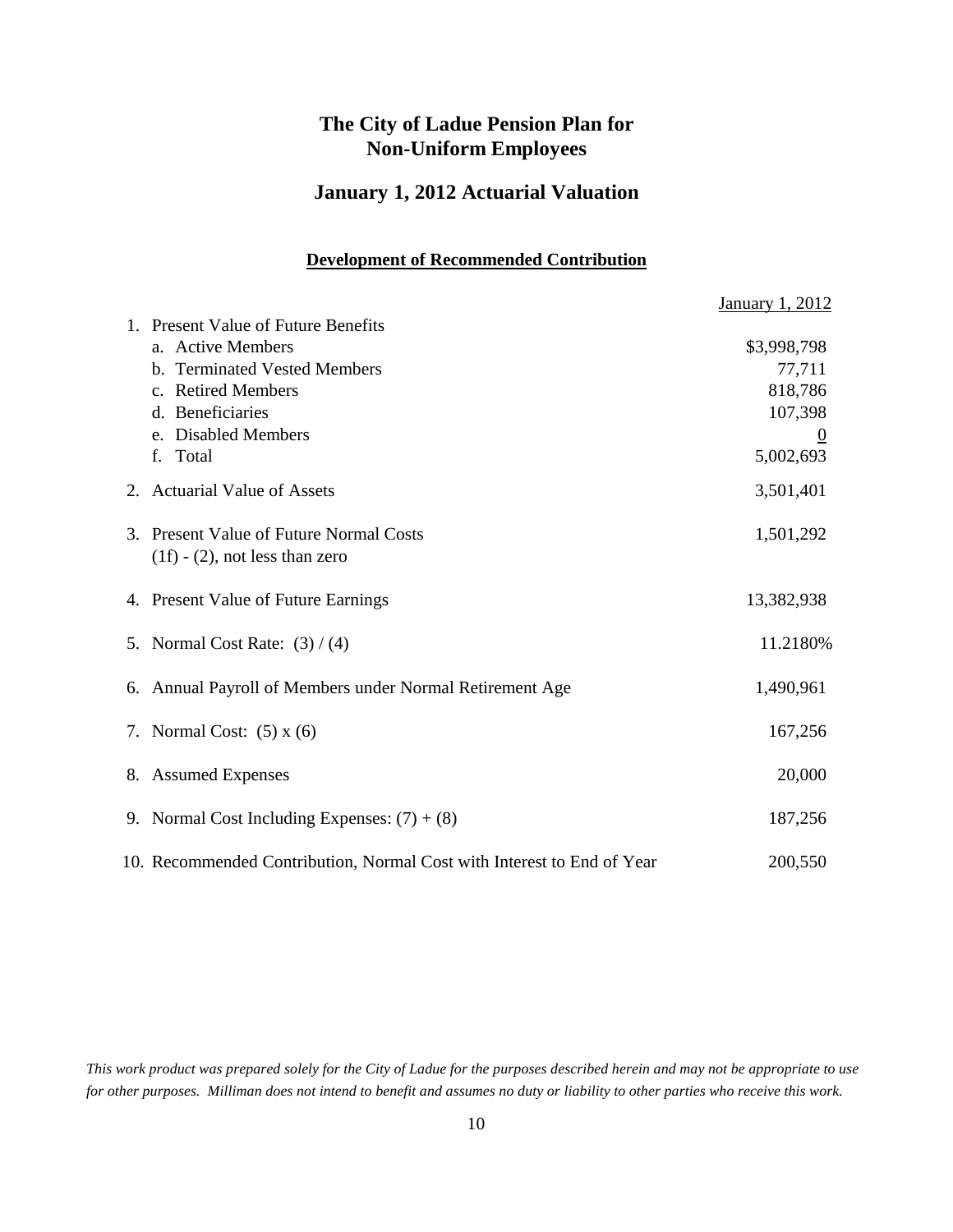# The City of Ladue Pension Plan for Non-Uniform Employees

## January 1, 2012 Actuarial Valuation

### Development of Recommended Contribution

| | January 1, 2012 |
|---|---|
| 1. Present Value of Future Benefits | |
| a. Active Members | $3,998,798 |
| b. Terminated Vested Members | 77,711 |
| c. Retired Members | 818,786 |
| d. Beneficiaries | 107,398 |
| e. Disabled Members | 0 |
| f. Total | 5,002,693 |
| 2. Actuarial Value of Assets | 3,501,401 |
| 3. Present Value of Future Normal Costs (1f) - (2), not less than zero | 1,501,292 |
| 4. Present Value of Future Earnings | 13,382,938 |
| 5. Normal Cost Rate: (3) / (4) | 11.2180% |
| 6. Annual Payroll of Members under Normal Retirement Age | 1,490,961 |
| 7. Normal Cost: (5) x (6) | 167,256 |
| 8. Assumed Expenses | 20,000 |
| 9. Normal Cost Including Expenses: (7) + (8) | 187,256 |
| 10. Recommended Contribution, Normal Cost with Interest to End of Year | 200,550 |

*This work product was prepared solely for the City of Ladue for the purposes described herein and may not be appropriate to use for other purposes. Milliman does not intend to benefit and assumes no duty or liability to other parties who receive this work.*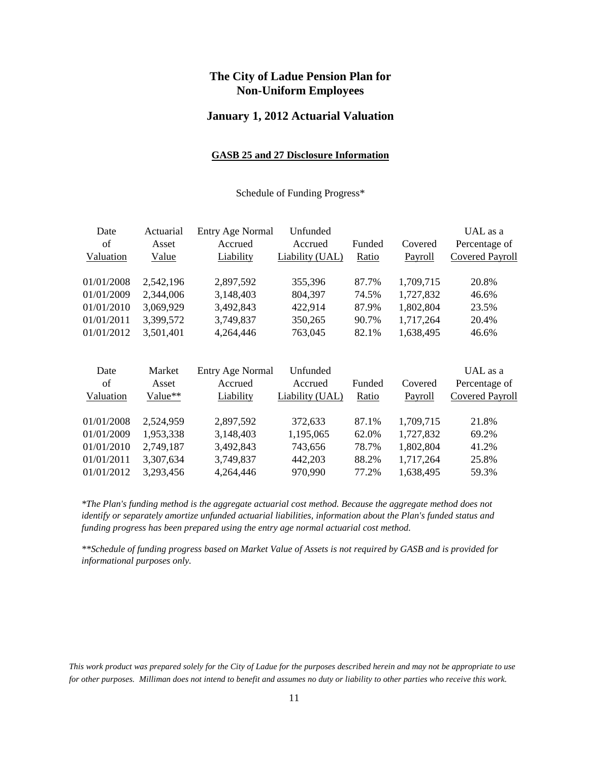# The City of Ladue Pension Plan for Non-Uniform Employees

## January 1, 2012 Actuarial Valuation

### GASB 25 and 27 Disclosure Information

Schedule of Funding Progress*

| Date of Valuation | Actuarial Asset Value | Entry Age Normal Accrued Liability | Unfunded Accrued Liability (UAL) | Funded Ratio | Covered Payroll | UAL as a Percentage of Covered Payroll |
|---|---|---|---|---|---|---|
| 01/01/2008 | 2,542,196 | 2,897,592 | 355,396 | 87.7% | 1,709,715 | 20.8% |
| 01/01/2009 | 2,344,006 | 3,148,403 | 804,397 | 74.5% | 1,727,832 | 46.6% |
| 01/01/2010 | 3,069,929 | 3,492,843 | 422,914 | 87.9% | 1,802,804 | 23.5% |
| 01/01/2011 | 3,399,572 | 3,749,837 | 350,265 | 90.7% | 1,717,264 | 20.4% |
| 01/01/2012 | 3,501,401 | 4,264,446 | 763,045 | 82.1% | 1,638,495 | 46.6% |

| Date of Valuation | Market Asset Value** | Entry Age Normal Accrued Liability | Unfunded Accrued Liability (UAL) | Funded Ratio | Covered Payroll | UAL as a Percentage of Covered Payroll |
|---|---|---|---|---|---|---|
| 01/01/2008 | 2,524,959 | 2,897,592 | 372,633 | 87.1% | 1,709,715 | 21.8% |
| 01/01/2009 | 1,953,338 | 3,148,403 | 1,195,065 | 62.0% | 1,727,832 | 69.2% |
| 01/01/2010 | 2,749,187 | 3,492,843 | 743,656 | 78.7% | 1,802,804 | 41.2% |
| 01/01/2011 | 3,307,634 | 3,749,837 | 442,203 | 88.2% | 1,717,264 | 25.8% |
| 01/01/2012 | 3,293,456 | 4,264,446 | 970,990 | 77.2% | 1,638,495 | 59.3% |

*\*The Plan's funding method is the aggregate actuarial cost method. Because the aggregate method does not identify or separately amortize unfunded actuarial liabilities, information about the Plan's funded status and funding progress has been prepared using the entry age normal actuarial cost method.*

*\*\*Schedule of funding progress based on Market Value of Assets is not required by GASB and is provided for informational purposes only.*

*This work product was prepared solely for the City of Ladue for the purposes described herein and may not be appropriate to use for other purposes. Milliman does not intend to benefit and assumes no duty or liability to other parties who receive this work.*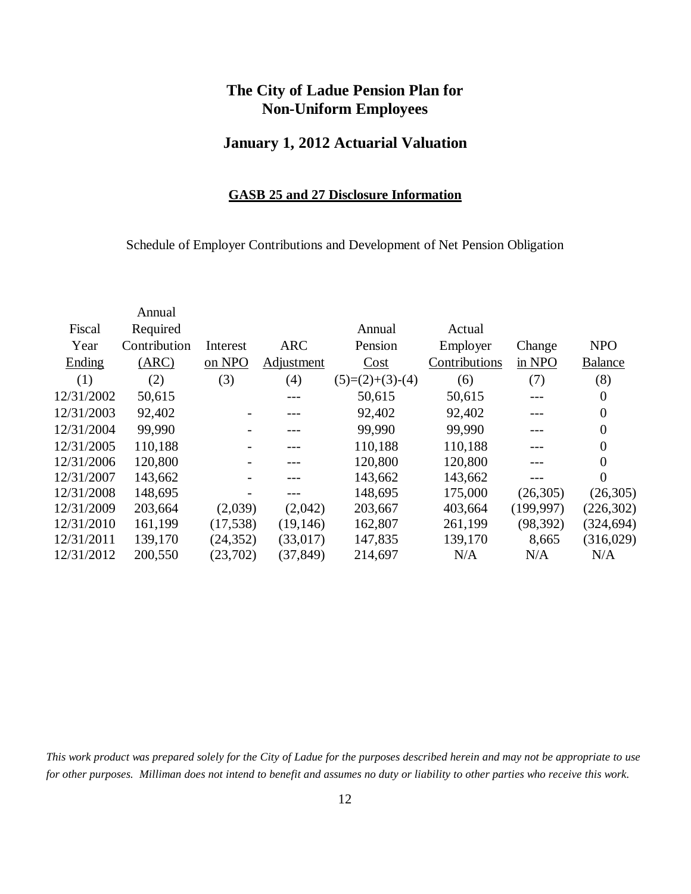# The City of Ladue Pension Plan for Non-Uniform Employees

## January 1, 2012 Actuarial Valuation

### GASB 25 and 27 Disclosure Information

Schedule of Employer Contributions and Development of Net Pension Obligation

| Fiscal Year Ending | Annual Required Contribution (ARC) | Interest on NPO | ARC Adjustment | Annual Pension Cost | Actual Employer Contributions | Change in NPO | NPO Balance |
|---|---|---|---|---|---|---|---|
| (1) | (2) | (3) | (4) | (5)=(2)+(3)-(4) | (6) | (7) | (8) |
| 12/31/2002 | 50,615 | | --- | 50,615 | 50,615 | --- | 0 |
| 12/31/2003 | 92,402 | - | --- | 92,402 | 92,402 | --- | 0 |
| 12/31/2004 | 99,990 | - | --- | 99,990 | 99,990 | --- | 0 |
| 12/31/2005 | 110,188 | - | --- | 110,188 | 110,188 | --- | 0 |
| 12/31/2006 | 120,800 | - | --- | 120,800 | 120,800 | --- | 0 |
| 12/31/2007 | 143,662 | - | --- | 143,662 | 143,662 | --- | 0 |
| 12/31/2008 | 148,695 | - | --- | 148,695 | 175,000 | (26,305) | (26,305) |
| 12/31/2009 | 203,664 | (2,039) | (2,042) | 203,667 | 403,664 | (199,997) | (226,302) |
| 12/31/2010 | 161,199 | (17,538) | (19,146) | 162,807 | 261,199 | (98,392) | (324,694) |
| 12/31/2011 | 139,170 | (24,352) | (33,017) | 147,835 | 139,170 | 8,665 | (316,029) |
| 12/31/2012 | 200,550 | (23,702) | (37,849) | 214,697 | N/A | N/A | N/A |

*This work product was prepared solely for the City of Ladue for the purposes described herein and may not be appropriate to use for other purposes. Milliman does not intend to benefit and assumes no duty or liability to other parties who receive this work.*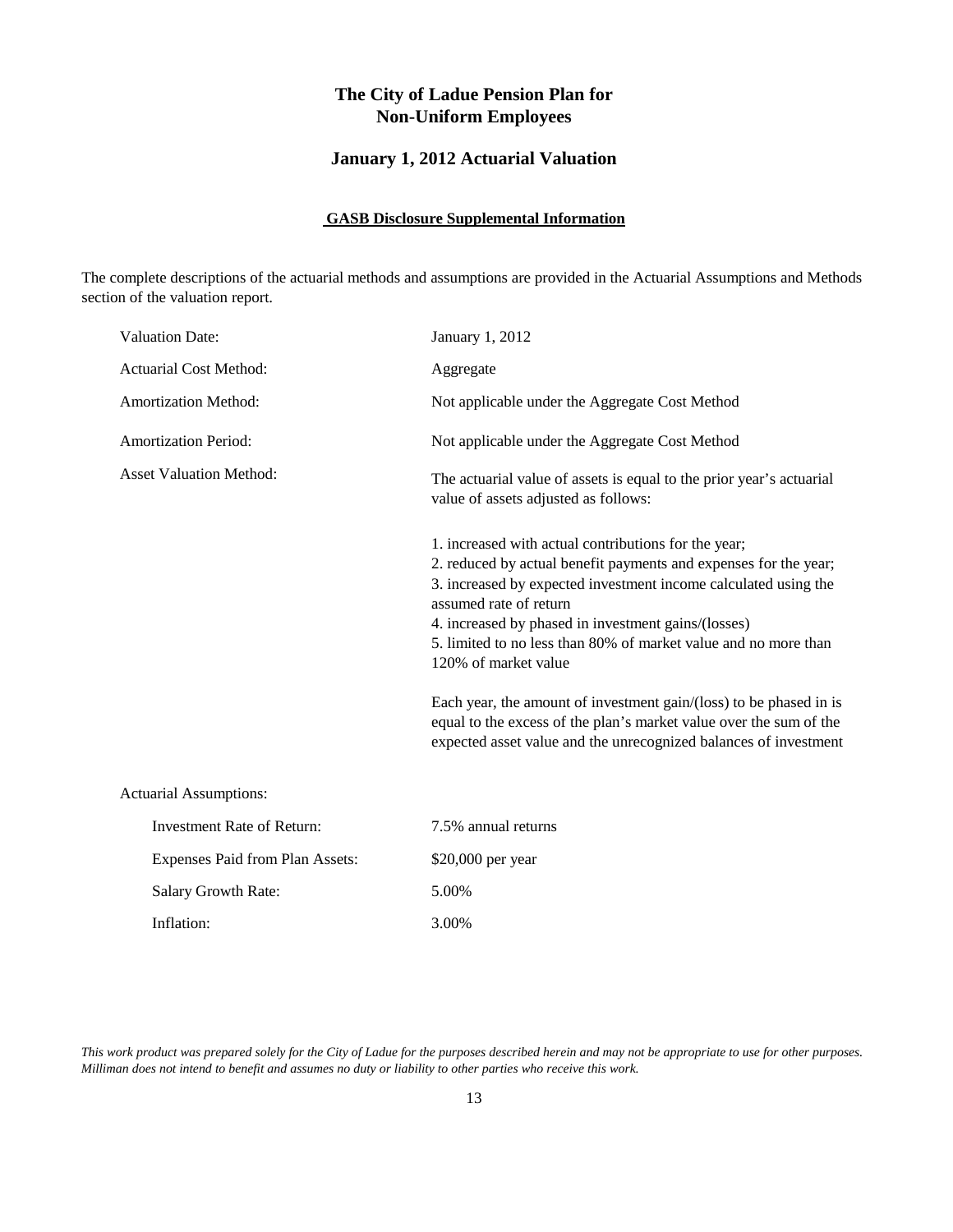# The City of Ladue Pension Plan for Non-Uniform Employees

## January 1, 2012 Actuarial Valuation

### GASB Disclosure Supplemental Information

The complete descriptions of the actuarial methods and assumptions are provided in the Actuarial Assumptions and Methods section of the valuation report.

| | |
|---|---|
| Valuation Date: | January 1, 2012 |
| Actuarial Cost Method: | Aggregate |
| Amortization Method: | Not applicable under the Aggregate Cost Method |
| Amortization Period: | Not applicable under the Aggregate Cost Method |
| Asset Valuation Method: | The actuarial value of assets is equal to the prior year's actuarial value of assets adjusted as follows:<br><br>1. increased with actual contributions for the year;<br>2. reduced by actual benefit payments and expenses for the year;<br>3. increased by expected investment income calculated using the assumed rate of return<br>4. increased by phased in investment gains/(losses)<br>5. limited to no less than 80% of market value and no more than 120% of market value<br><br>Each year, the amount of investment gain/(loss) to be phased in is equal to the excess of the plan's market value over the sum of the expected asset value and the unrecognized balances of investment |

Actuarial Assumptions:

| | |
|---|---|
| Investment Rate of Return: | 7.5% annual returns |
| Expenses Paid from Plan Assets: | $20,000 per year |
| Salary Growth Rate: | 5.00% |
| Inflation: | 3.00% |

*This work product was prepared solely for the City of Ladue for the purposes described herein and may not be appropriate to use for other purposes. Milliman does not intend to benefit and assumes no duty or liability to other parties who receive this work.*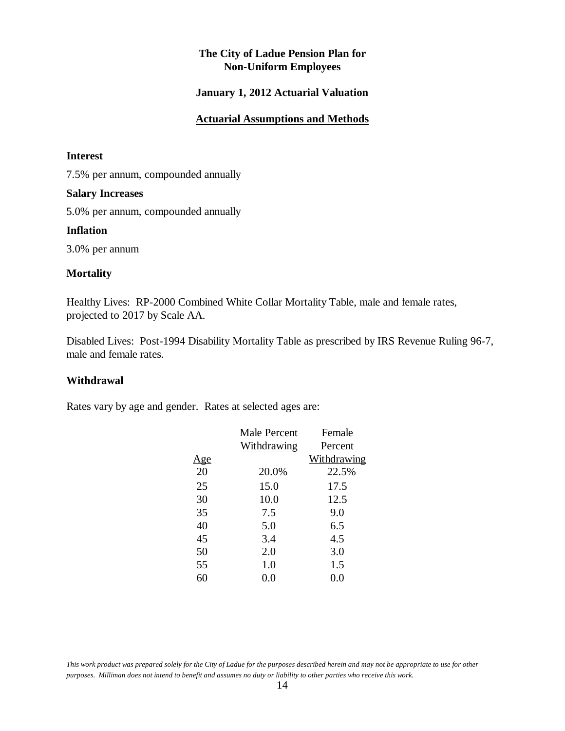# The City of Ladue Pension Plan for Non-Uniform Employees

## January 1, 2012 Actuarial Valuation

## Actuarial Assumptions and Methods

### Interest

7.5% per annum, compounded annually

### Salary Increases

5.0% per annum, compounded annually

### Inflation

3.0% per annum

### Mortality

Healthy Lives: RP-2000 Combined White Collar Mortality Table, male and female rates, projected to 2017 by Scale AA.

Disabled Lives: Post-1994 Disability Mortality Table as prescribed by IRS Revenue Ruling 96-7, male and female rates.

### Withdrawal

Rates vary by age and gender. Rates at selected ages are:

| Age | Male Percent Withdrawing | Female Percent Withdrawing |
|---|---|---|
| 20 | 20.0% | 22.5% |
| 25 | 15.0 | 17.5 |
| 30 | 10.0 | 12.5 |
| 35 | 7.5 | 9.0 |
| 40 | 5.0 | 6.5 |
| 45 | 3.4 | 4.5 |
| 50 | 2.0 | 3.0 |
| 55 | 1.0 | 1.5 |
| 60 | 0.0 | 0.0 |

*This work product was prepared solely for the City of Ladue for the purposes described herein and may not be appropriate to use for other purposes. Milliman does not intend to benefit and assumes no duty or liability to other parties who receive this work.*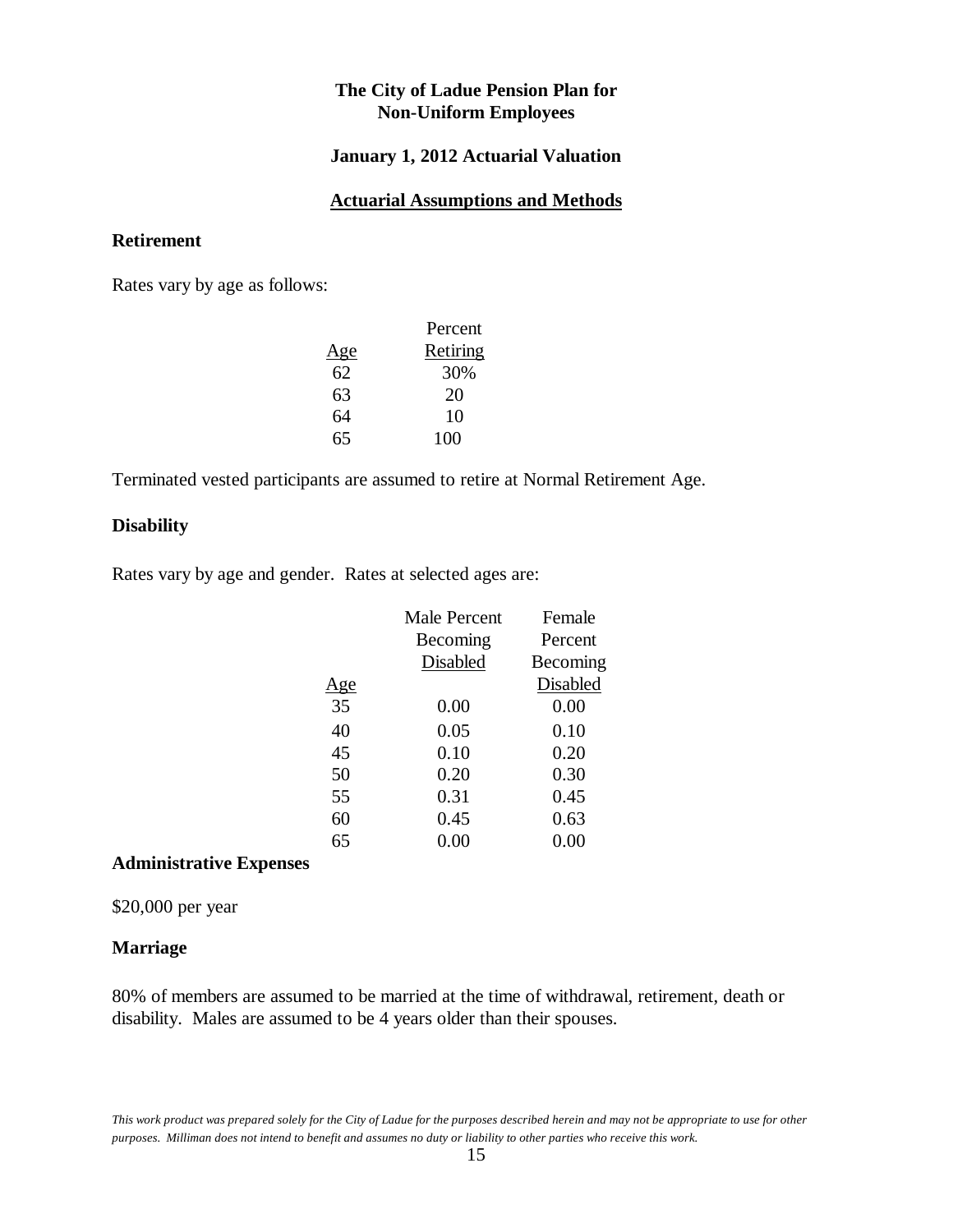**The City of Ladue Pension Plan for Non-Uniform Employees**

**January 1, 2012 Actuarial Valuation**

## Actuarial Assumptions and Methods

### Retirement

Rates vary by age as follows:

| Age | Percent Retiring |
|---|---|
| 62 | 30% |
| 63 | 20 |
| 64 | 10 |
| 65 | 100 |

Terminated vested participants are assumed to retire at Normal Retirement Age.

### Disability

Rates vary by age and gender. Rates at selected ages are:

| Age | Male Percent Becoming Disabled | Female Percent Becoming Disabled |
|---|---|---|
| 35 | 0.00 | 0.00 |
| 40 | 0.05 | 0.10 |
| 45 | 0.10 | 0.20 |
| 50 | 0.20 | 0.30 |
| 55 | 0.31 | 0.45 |
| 60 | 0.45 | 0.63 |
| 65 | 0.00 | 0.00 |

### Administrative Expenses

$20,000 per year

### Marriage

80% of members are assumed to be married at the time of withdrawal, retirement, death or disability. Males are assumed to be 4 years older than their spouses.

*This work product was prepared solely for the City of Ladue for the purposes described herein and may not be appropriate to use for other purposes. Milliman does not intend to benefit and assumes no duty or liability to other parties who receive this work.*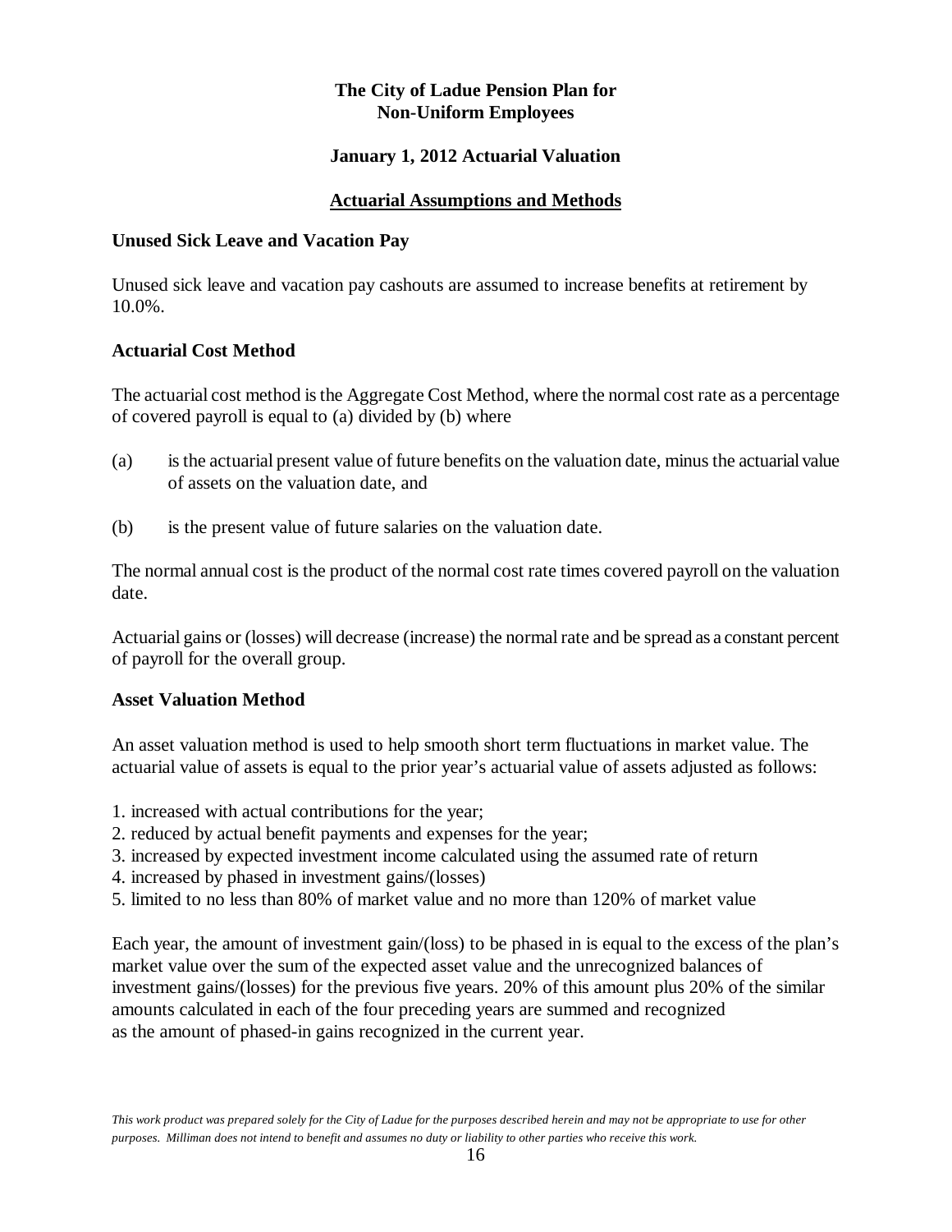**The City of Ladue Pension Plan for Non-Uniform Employees**

**January 1, 2012 Actuarial Valuation**

## Actuarial Assumptions and Methods

### Unused Sick Leave and Vacation Pay

Unused sick leave and vacation pay cashouts are assumed to increase benefits at retirement by 10.0%.

### Actuarial Cost Method

The actuarial cost method is the Aggregate Cost Method, where the normal cost rate as a percentage of covered payroll is equal to (a) divided by (b) where

(a) is the actuarial present value of future benefits on the valuation date, minus the actuarial value of assets on the valuation date, and

(b) is the present value of future salaries on the valuation date.

The normal annual cost is the product of the normal cost rate times covered payroll on the valuation date.

Actuarial gains or (losses) will decrease (increase) the normal rate and be spread as a constant percent of payroll for the overall group.

### Asset Valuation Method

An asset valuation method is used to help smooth short term fluctuations in market value. The actuarial value of assets is equal to the prior year's actuarial value of assets adjusted as follows:

1. increased with actual contributions for the year;
2. reduced by actual benefit payments and expenses for the year;
3. increased by expected investment income calculated using the assumed rate of return
4. increased by phased in investment gains/(losses)
5. limited to no less than 80% of market value and no more than 120% of market value

Each year, the amount of investment gain/(loss) to be phased in is equal to the excess of the plan's market value over the sum of the expected asset value and the unrecognized balances of investment gains/(losses) for the previous five years. 20% of this amount plus 20% of the similar amounts calculated in each of the four preceding years are summed and recognized as the amount of phased-in gains recognized in the current year.

*This work product was prepared solely for the City of Ladue for the purposes described herein and may not be appropriate to use for other purposes. Milliman does not intend to benefit and assumes no duty or liability to other parties who receive this work.*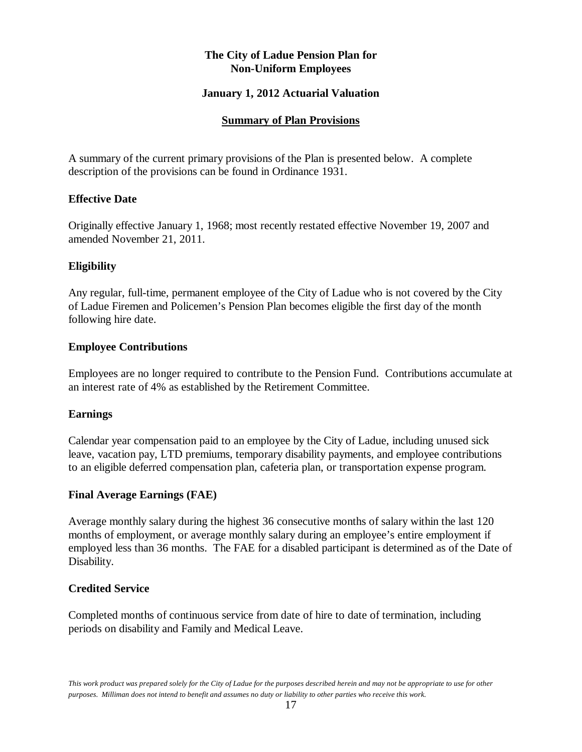**The City of Ladue Pension Plan for Non-Uniform Employees**

**January 1, 2012 Actuarial Valuation**

## Summary of Plan Provisions

A summary of the current primary provisions of the Plan is presented below. A complete description of the provisions can be found in Ordinance 1931.

### Effective Date

Originally effective January 1, 1968; most recently restated effective November 19, 2007 and amended November 21, 2011.

### Eligibility

Any regular, full-time, permanent employee of the City of Ladue who is not covered by the City of Ladue Firemen and Policemen's Pension Plan becomes eligible the first day of the month following hire date.

### Employee Contributions

Employees are no longer required to contribute to the Pension Fund. Contributions accumulate at an interest rate of 4% as established by the Retirement Committee.

### Earnings

Calendar year compensation paid to an employee by the City of Ladue, including unused sick leave, vacation pay, LTD premiums, temporary disability payments, and employee contributions to an eligible deferred compensation plan, cafeteria plan, or transportation expense program.

### Final Average Earnings (FAE)

Average monthly salary during the highest 36 consecutive months of salary within the last 120 months of employment, or average monthly salary during an employee's entire employment if employed less than 36 months. The FAE for a disabled participant is determined as of the Date of Disability.

### Credited Service

Completed months of continuous service from date of hire to date of termination, including periods on disability and Family and Medical Leave.

*This work product was prepared solely for the City of Ladue for the purposes described herein and may not be appropriate to use for other purposes. Milliman does not intend to benefit and assumes no duty or liability to other parties who receive this work.*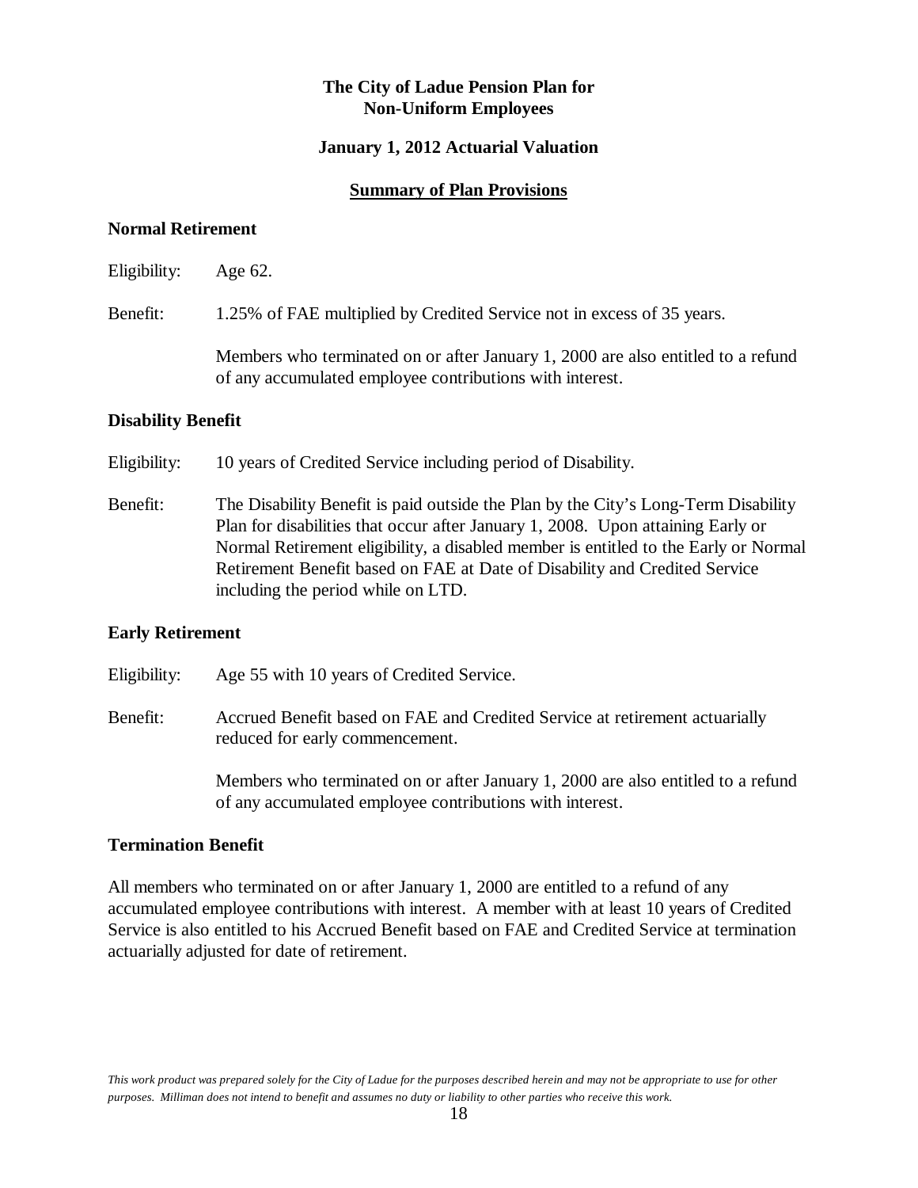**The City of Ladue Pension Plan for**
**Non-Uniform Employees**

**January 1, 2012 Actuarial Valuation**

**Summary of Plan Provisions**

### Normal Retirement

Eligibility: Age 62.

Benefit: 1.25% of FAE multiplied by Credited Service not in excess of 35 years.

Members who terminated on or after January 1, 2000 are also entitled to a refund of any accumulated employee contributions with interest.

### Disability Benefit

Eligibility: 10 years of Credited Service including period of Disability.

Benefit: The Disability Benefit is paid outside the Plan by the City's Long-Term Disability Plan for disabilities that occur after January 1, 2008. Upon attaining Early or Normal Retirement eligibility, a disabled member is entitled to the Early or Normal Retirement Benefit based on FAE at Date of Disability and Credited Service including the period while on LTD.

### Early Retirement

Eligibility: Age 55 with 10 years of Credited Service.

Benefit: Accrued Benefit based on FAE and Credited Service at retirement actuarially reduced for early commencement.

Members who terminated on or after January 1, 2000 are also entitled to a refund of any accumulated employee contributions with interest.

### Termination Benefit

All members who terminated on or after January 1, 2000 are entitled to a refund of any accumulated employee contributions with interest. A member with at least 10 years of Credited Service is also entitled to his Accrued Benefit based on FAE and Credited Service at termination actuarially adjusted for date of retirement.

*This work product was prepared solely for the City of Ladue for the purposes described herein and may not be appropriate to use for other purposes. Milliman does not intend to benefit and assumes no duty or liability to other parties who receive this work.*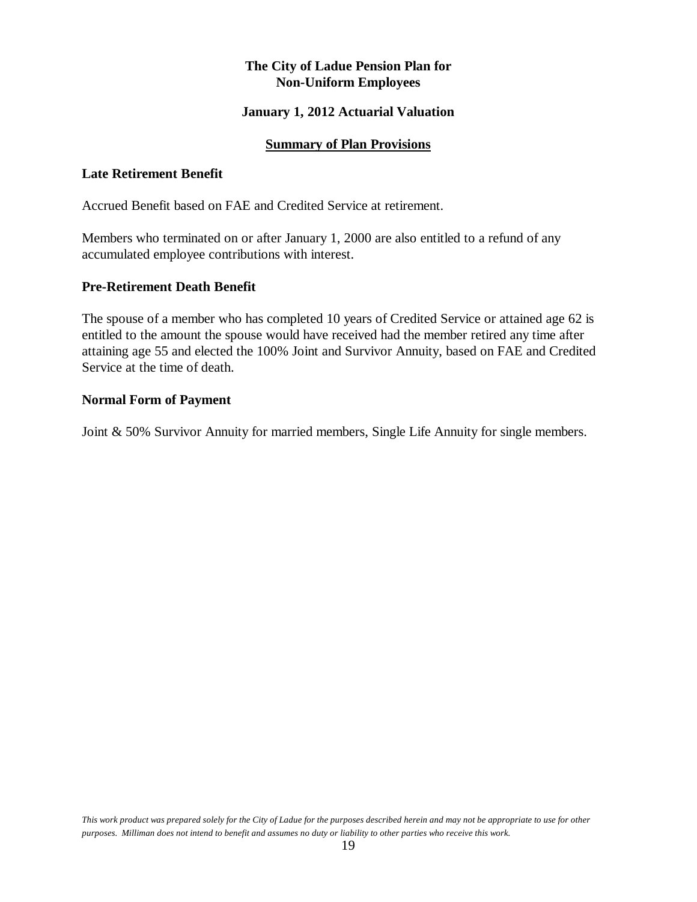**The City of Ladue Pension Plan for Non-Uniform Employees**

**January 1, 2012 Actuarial Valuation**

**Summary of Plan Provisions**

### Late Retirement Benefit

Accrued Benefit based on FAE and Credited Service at retirement.

Members who terminated on or after January 1, 2000 are also entitled to a refund of any accumulated employee contributions with interest.

### Pre-Retirement Death Benefit

The spouse of a member who has completed 10 years of Credited Service or attained age 62 is entitled to the amount the spouse would have received had the member retired any time after attaining age 55 and elected the 100% Joint and Survivor Annuity, based on FAE and Credited Service at the time of death.

### Normal Form of Payment

Joint & 50% Survivor Annuity for married members, Single Life Annuity for single members.

*This work product was prepared solely for the City of Ladue for the purposes described herein and may not be appropriate to use for other purposes. Milliman does not intend to benefit and assumes no duty or liability to other parties who receive this work.*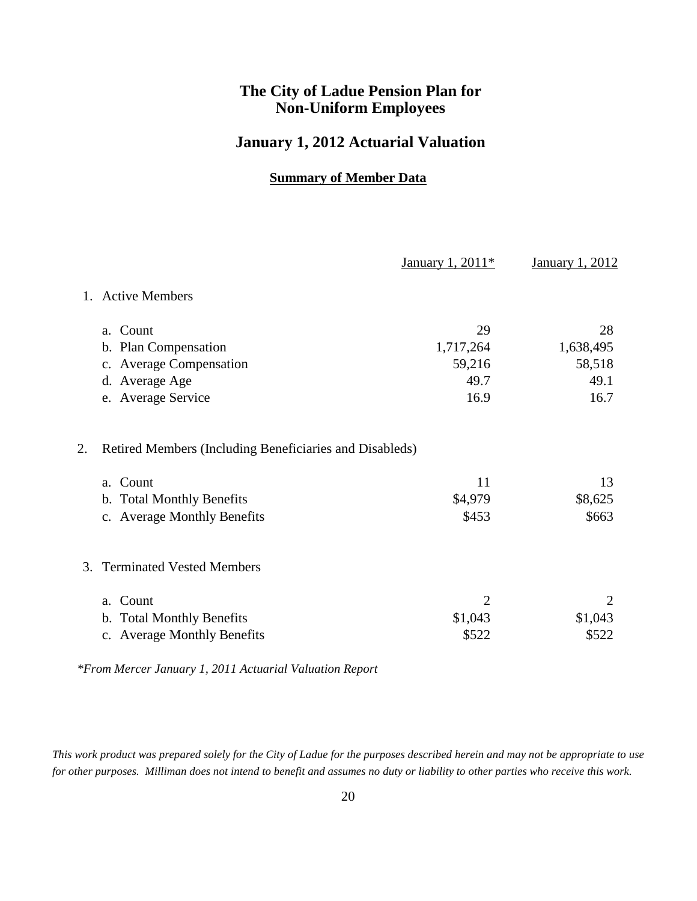# The City of Ladue Pension Plan for Non-Uniform Employees

## January 1, 2012 Actuarial Valuation

### Summary of Member Data

| | January 1, 2011* | January 1, 2012 |
|---|---|---|
| **1. Active Members** | | |
| a. Count | 29 | 28 |
| b. Plan Compensation | 1,717,264 | 1,638,495 |
| c. Average Compensation | 59,216 | 58,518 |
| d. Average Age | 49.7 | 49.1 |
| e. Average Service | 16.9 | 16.7 |
| **2. Retired Members (Including Beneficiaries and Disableds)** | | |
| a. Count | 11 | 13 |
| b. Total Monthly Benefits | \$4,979 | \$8,625 |
| c. Average Monthly Benefits | \$453 | \$663 |
| **3. Terminated Vested Members** | | |
| a. Count | 2 | 2 |
| b. Total Monthly Benefits | \$1,043 | \$1,043 |
| c. Average Monthly Benefits | \$522 | \$522 |

*\*From Mercer January 1, 2011 Actuarial Valuation Report*

*This work product was prepared solely for the City of Ladue for the purposes described herein and may not be appropriate to use for other purposes. Milliman does not intend to benefit and assumes no duty or liability to other parties who receive this work.*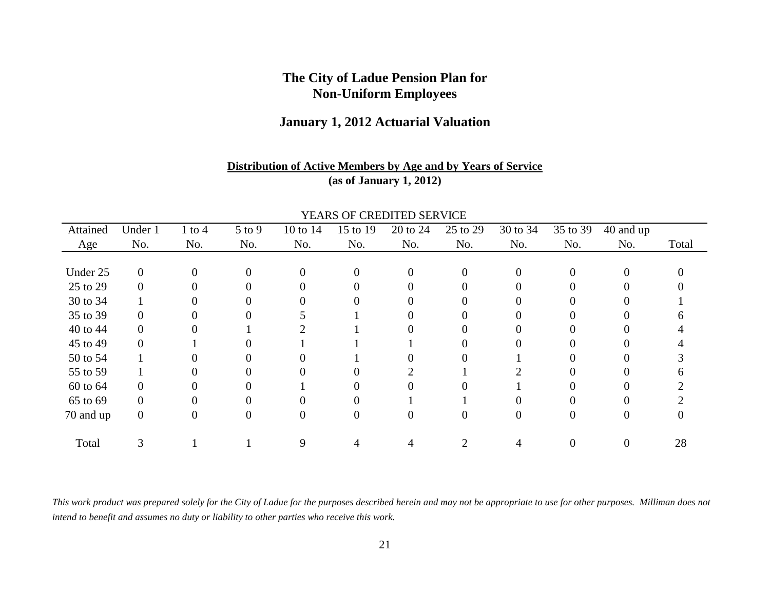# The City of Ladue Pension Plan for Non-Uniform Employees

## January 1, 2012 Actuarial Valuation

### Distribution of Active Members by Age and by Years of Service

**(as of January 1, 2012)**

| | YEARS OF CREDITED SERVICE | | | | | | | | | | |
|---|---|---|---|---|---|---|---|---|---|---|---|
| Attained Age | Under 1 No. | 1 to 4 No. | 5 to 9 No. | 10 to 14 No. | 15 to 19 No. | 20 to 24 No. | 25 to 29 No. | 30 to 34 No. | 35 to 39 No. | 40 and up No. | Total |
| Under 25 | 0 | 0 | 0 | 0 | 0 | 0 | 0 | 0 | 0 | 0 | 0 |
| 25 to 29 | 0 | 0 | 0 | 0 | 0 | 0 | 0 | 0 | 0 | 0 | 0 |
| 30 to 34 | 1 | 0 | 0 | 0 | 0 | 0 | 0 | 0 | 0 | 0 | 1 |
| 35 to 39 | 0 | 0 | 0 | 5 | 1 | 0 | 0 | 0 | 0 | 0 | 6 |
| 40 to 44 | 0 | 0 | 1 | 2 | 1 | 0 | 0 | 0 | 0 | 0 | 4 |
| 45 to 49 | 0 | 1 | 0 | 1 | 1 | 1 | 0 | 0 | 0 | 0 | 4 |
| 50 to 54 | 1 | 0 | 0 | 0 | 1 | 0 | 0 | 1 | 0 | 0 | 3 |
| 55 to 59 | 1 | 0 | 0 | 0 | 0 | 2 | 1 | 2 | 0 | 0 | 6 |
| 60 to 64 | 0 | 0 | 0 | 1 | 0 | 0 | 0 | 1 | 0 | 0 | 2 |
| 65 to 69 | 0 | 0 | 0 | 0 | 0 | 1 | 1 | 0 | 0 | 0 | 2 |
| 70 and up | 0 | 0 | 0 | 0 | 0 | 0 | 0 | 0 | 0 | 0 | 0 |
| Total | 3 | 1 | 1 | 9 | 4 | 4 | 2 | 4 | 0 | 0 | 28 |

*This work product was prepared solely for the City of Ladue for the purposes described herein and may not be appropriate to use for other purposes. Milliman does not intend to benefit and assumes no duty or liability to other parties who receive this work.*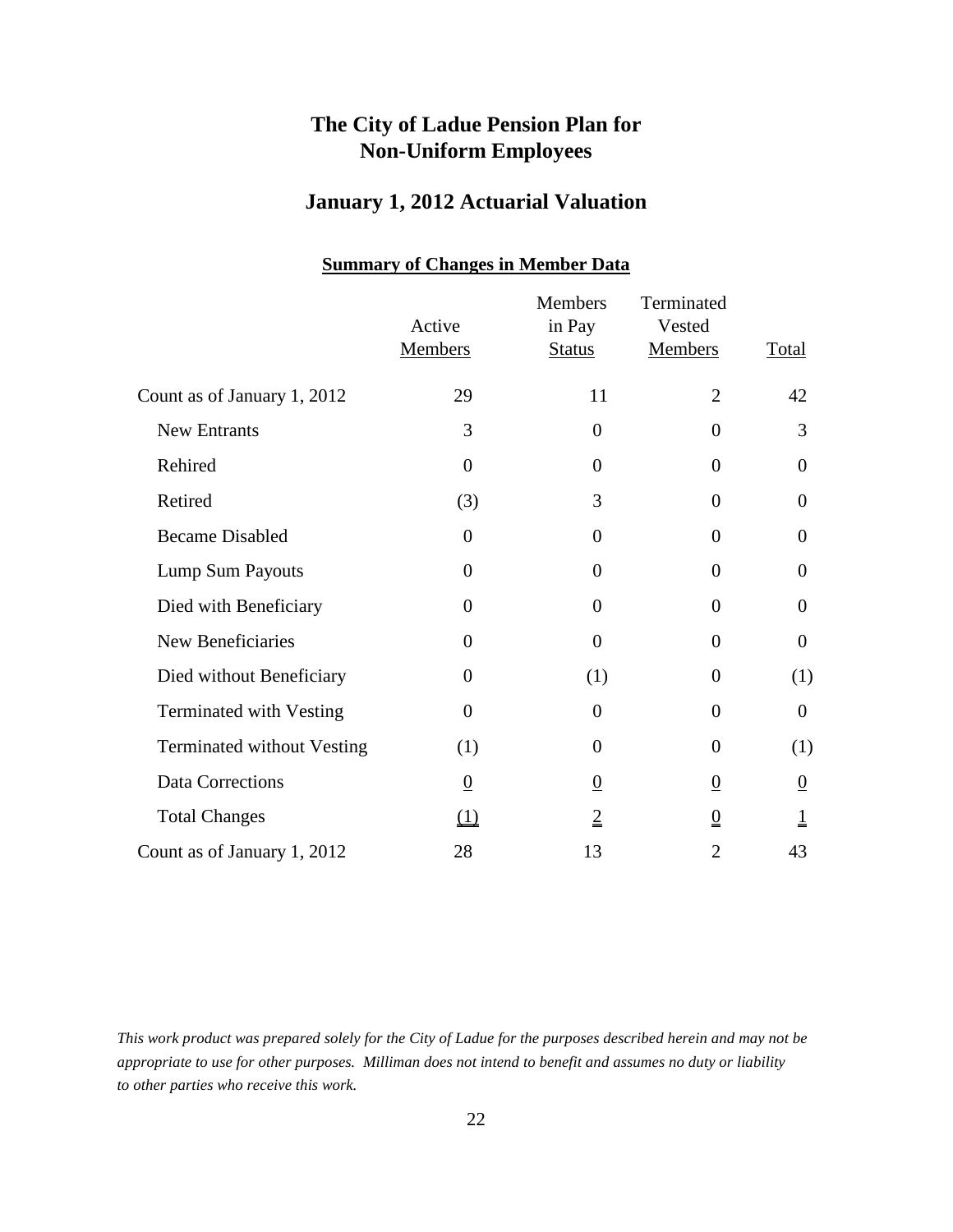# The City of Ladue Pension Plan for Non-Uniform Employees

## January 1, 2012 Actuarial Valuation

### Summary of Changes in Member Data

| | Active Members | Members in Pay Status | Terminated Vested Members | Total |
|---|---|---|---|---|
| Count as of January 1, 2012 | 29 | 11 | 2 | 42 |
| New Entrants | 3 | 0 | 0 | 3 |
| Rehired | 0 | 0 | 0 | 0 |
| Retired | (3) | 3 | 0 | 0 |
| Became Disabled | 0 | 0 | 0 | 0 |
| Lump Sum Payouts | 0 | 0 | 0 | 0 |
| Died with Beneficiary | 0 | 0 | 0 | 0 |
| New Beneficiaries | 0 | 0 | 0 | 0 |
| Died without Beneficiary | 0 | (1) | 0 | (1) |
| Terminated with Vesting | 0 | 0 | 0 | 0 |
| Terminated without Vesting | (1) | 0 | 0 | (1) |
| Data Corrections | 0 | 0 | 0 | 0 |
| Total Changes | (1) | 2 | 0 | 1 |
| Count as of January 1, 2012 | 28 | 13 | 2 | 43 |

*This work product was prepared solely for the City of Ladue for the purposes described herein and may not be appropriate to use for other purposes. Milliman does not intend to benefit and assumes no duty or liability to other parties who receive this work.*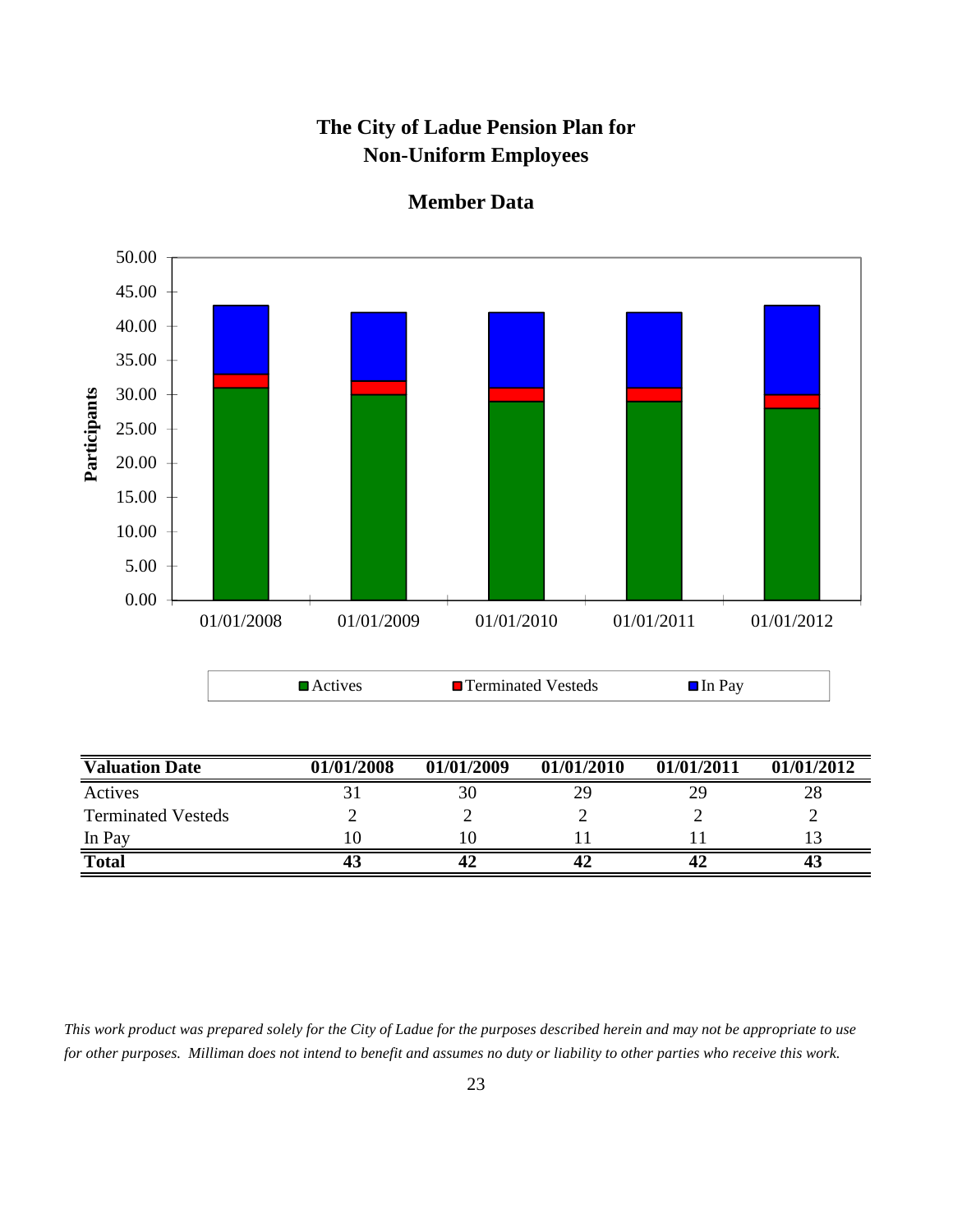# The City of Ladue Pension Plan for Non-Uniform Employees

## Member Data

| Valuation Date | 01/01/2008 | 01/01/2009 | 01/01/2010 | 01/01/2011 | 01/01/2012 |
|---|---|---|---|---|---|
| Actives | 31 | 30 | 29 | 29 | 28 |
| Terminated Vesteds | 2 | 2 | 2 | 2 | 2 |
| In Pay | 10 | 10 | 11 | 11 | 13 |
| **Total** | **43** | **42** | **42** | **42** | **43** |

*This work product was prepared solely for the City of Ladue for the purposes described herein and may not be appropriate to use for other purposes. Milliman does not intend to benefit and assumes no duty or liability to other parties who receive this work.*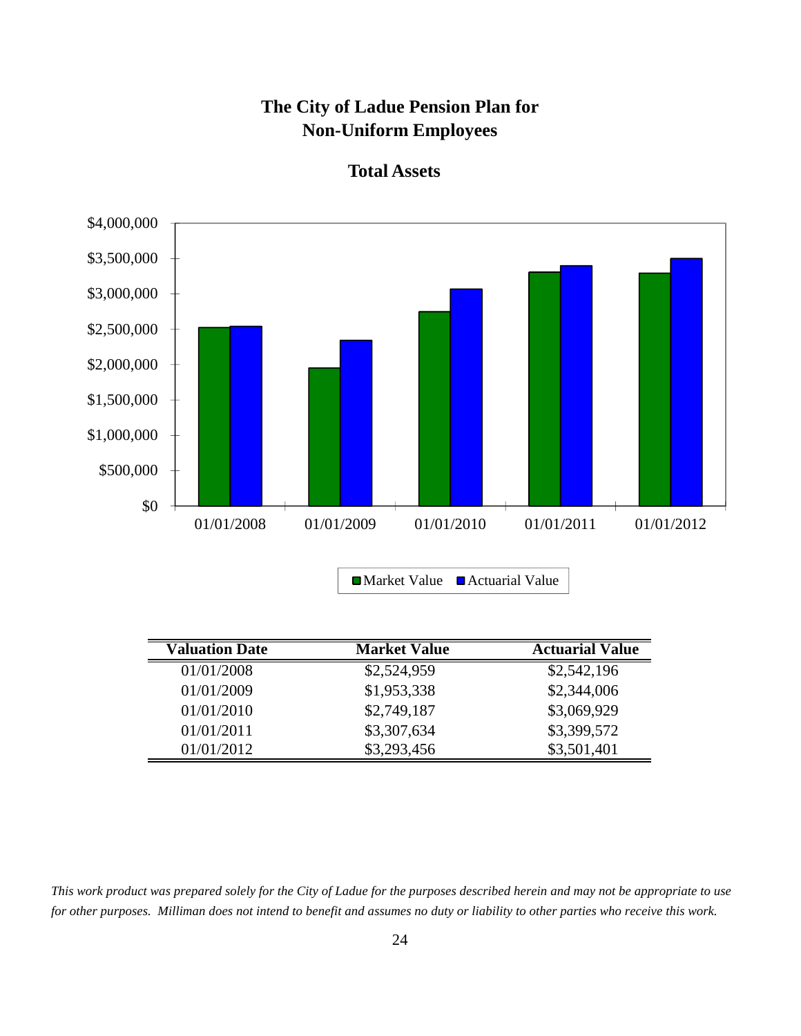# The City of Ladue Pension Plan for Non-Uniform Employees

## Total Assets

| Valuation Date | Market Value | Actuarial Value |
|---|---|---|
| 01/01/2008 | $2,524,959 | $2,542,196 |
| 01/01/2009 | $1,953,338 | $2,344,006 |
| 01/01/2010 | $2,749,187 | $3,069,929 |
| 01/01/2011 | $3,307,634 | $3,399,572 |
| 01/01/2012 | $3,293,456 | $3,501,401 |

*This work product was prepared solely for the City of Ladue for the purposes described herein and may not be appropriate to use for other purposes. Milliman does not intend to benefit and assumes no duty or liability to other parties who receive this work.*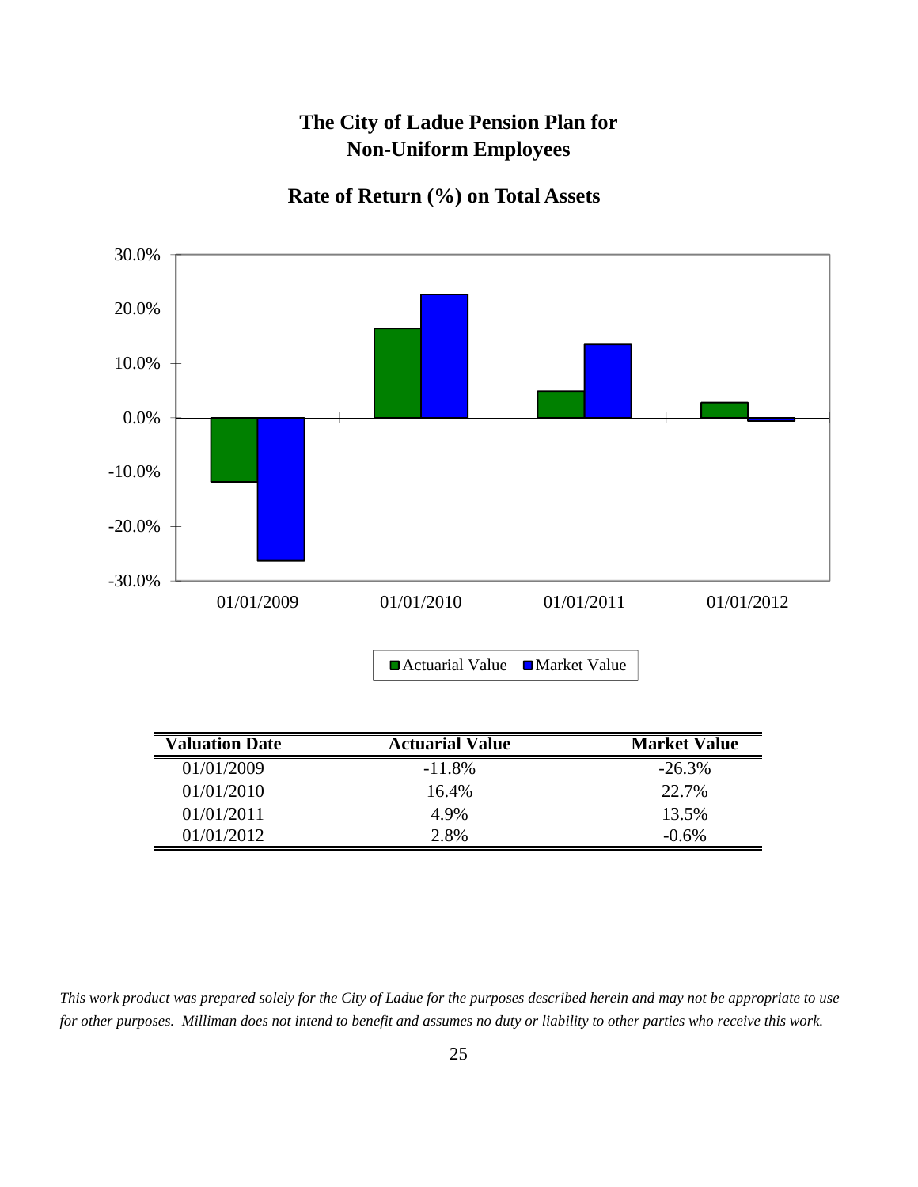# The City of Ladue Pension Plan for Non-Uniform Employees

## Rate of Return (%) on Total Assets

| Valuation Date | Actuarial Value | Market Value |
|---|---|---|
| 01/01/2009 | -11.8% | -26.3% |
| 01/01/2010 | 16.4% | 22.7% |
| 01/01/2011 | 4.9% | 13.5% |
| 01/01/2012 | 2.8% | -0.6% |

*This work product was prepared solely for the City of Ladue for the purposes described herein and may not be appropriate to use for other purposes. Milliman does not intend to benefit and assumes no duty or liability to other parties who receive this work.*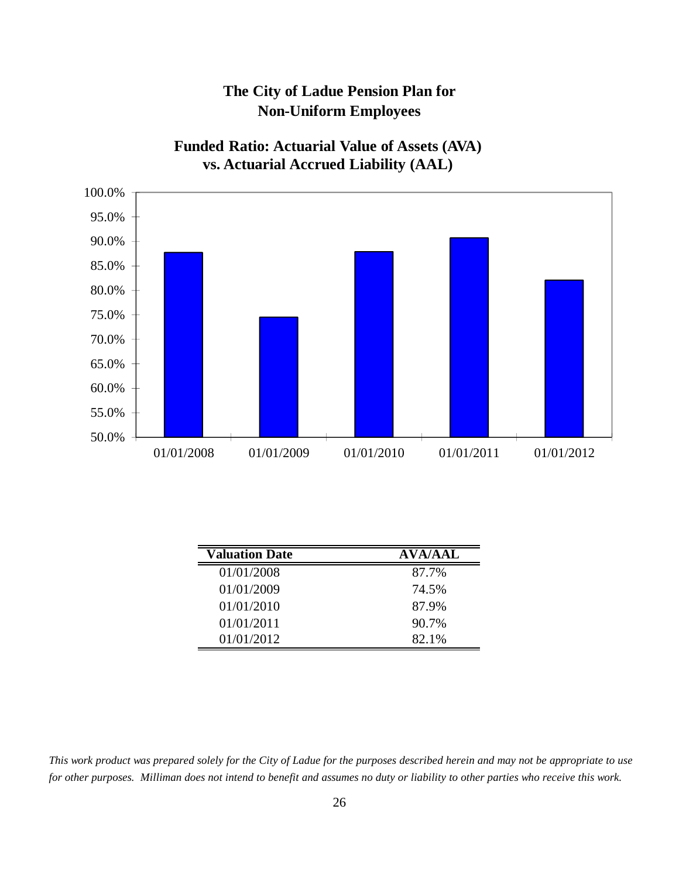# The City of Ladue Pension Plan for Non-Uniform Employees

## Funded Ratio: Actuarial Value of Assets (AVA) vs. Actuarial Accrued Liability (AAL)

| Valuation Date | AVA/AAL |
|---|---|
| 01/01/2008 | 87.7% |
| 01/01/2009 | 74.5% |
| 01/01/2010 | 87.9% |
| 01/01/2011 | 90.7% |
| 01/01/2012 | 82.1% |

*This work product was prepared solely for the City of Ladue for the purposes described herein and may not be appropriate to use for other purposes. Milliman does not intend to benefit and assumes no duty or liability to other parties who receive this work.*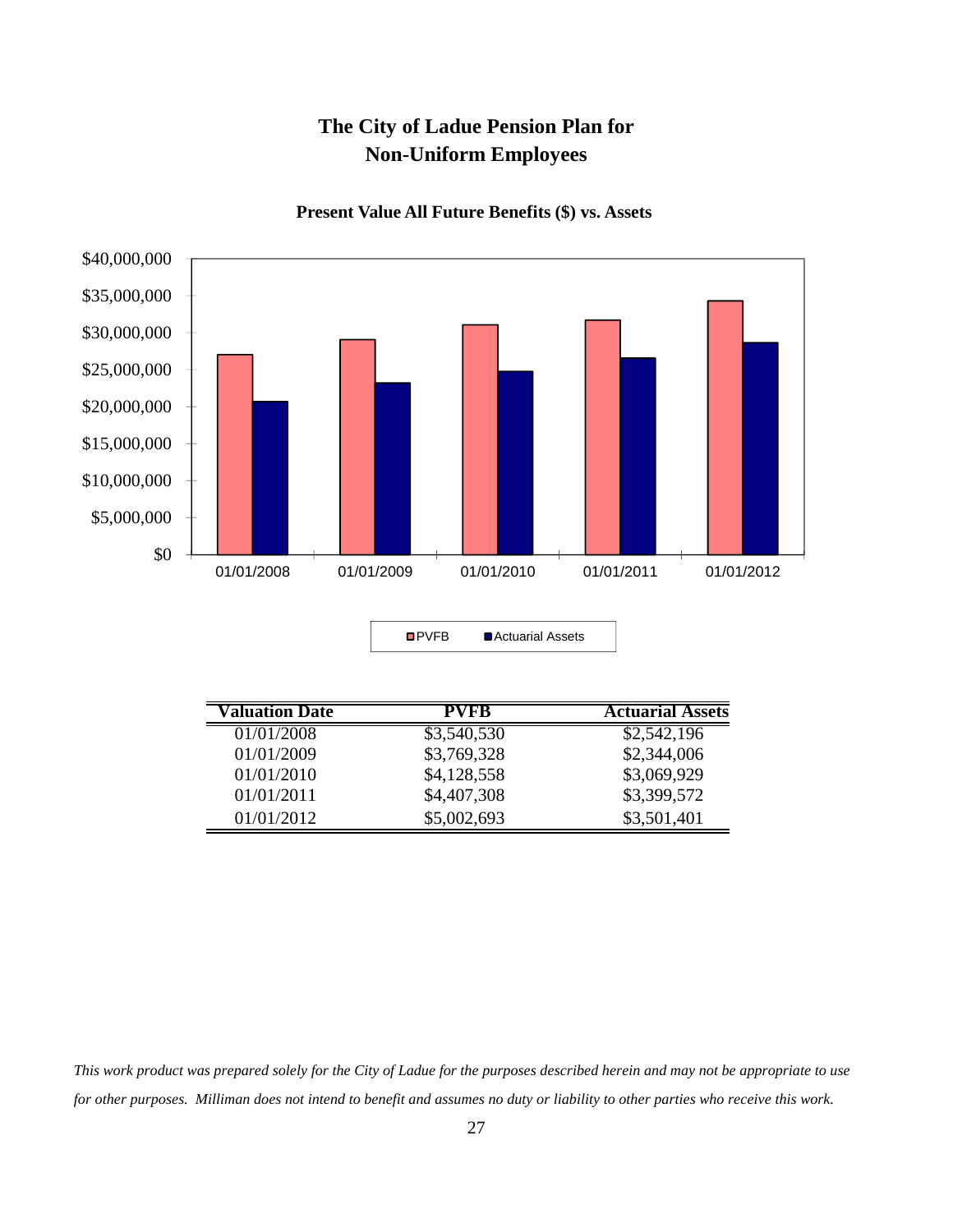# The City of Ladue Pension Plan for Non-Uniform Employees

## Present Value All Future Benefits ($) vs. Assets

| Valuation Date | PVFB | Actuarial Assets |
|---|---|---|
| 01/01/2008 | $3,540,530 | $2,542,196 |
| 01/01/2009 | $3,769,328 | $2,344,006 |
| 01/01/2010 | $4,128,558 | $3,069,929 |
| 01/01/2011 | $4,407,308 | $3,399,572 |
| 01/01/2012 | $5,002,693 | $3,501,401 |

*This work product was prepared solely for the City of Ladue for the purposes described herein and may not be appropriate to use for other purposes. Milliman does not intend to benefit and assumes no duty or liability to other parties who receive this work.*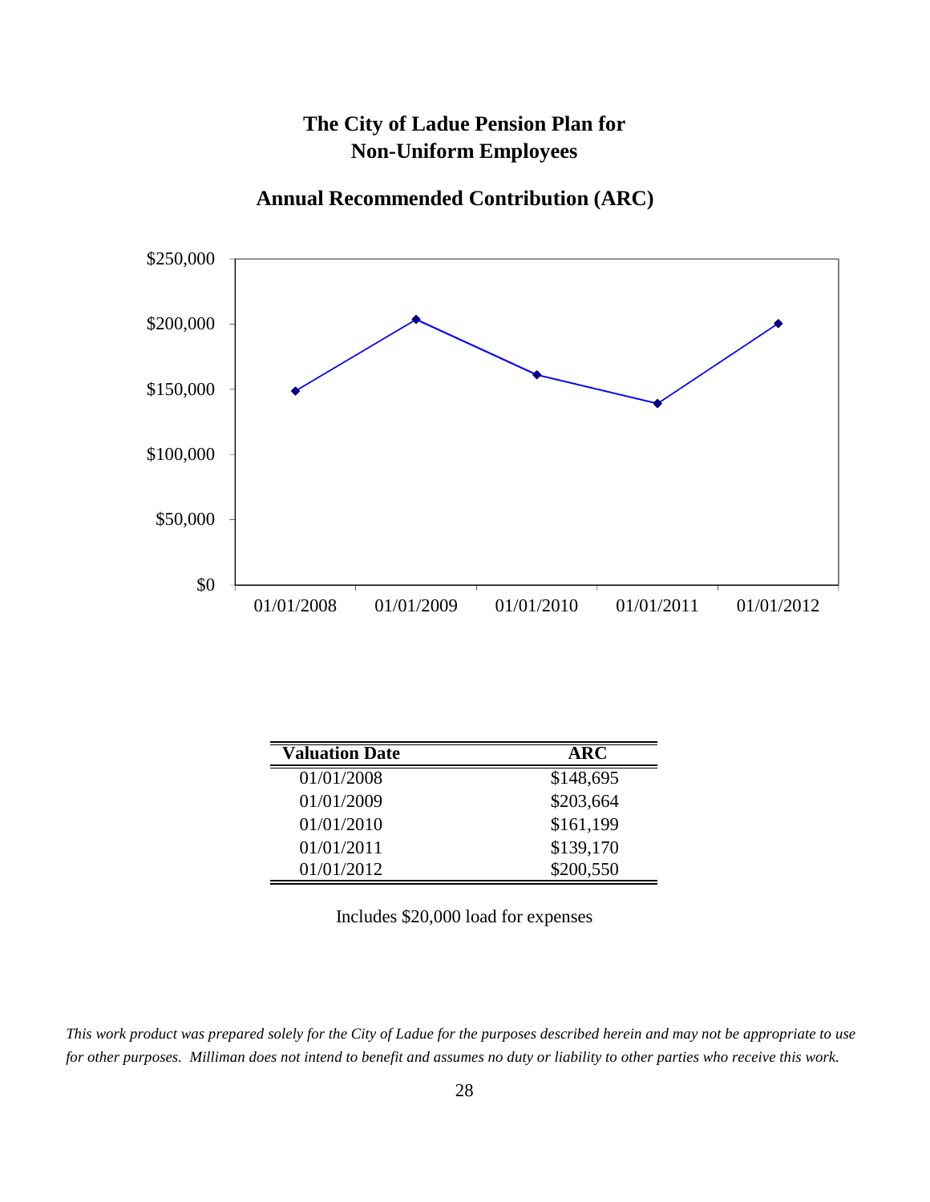# The City of Ladue Pension Plan for Non-Uniform Employees

## Annual Recommended Contribution (ARC)

$250,000
$200,000
$150,000
$100,000
$50,000
$0

01/01/2008
01/01/2009
01/01/2010
01/01/2011
01/01/2012

| Valuation Date | ARC |
|---|---|
| 01/01/2008 | $148,695 |
| 01/01/2009 | $203,664 |
| 01/01/2010 | $161,199 |
| 01/01/2011 | $139,170 |
| 01/01/2012 | $200,550 |

Includes $20,000 load for expenses

*This work product was prepared solely for the City of Ladue for the purposes described herein and may not be appropriate to use for other purposes. Milliman does not intend to benefit and assumes no duty or liability to other parties who receive this work.*